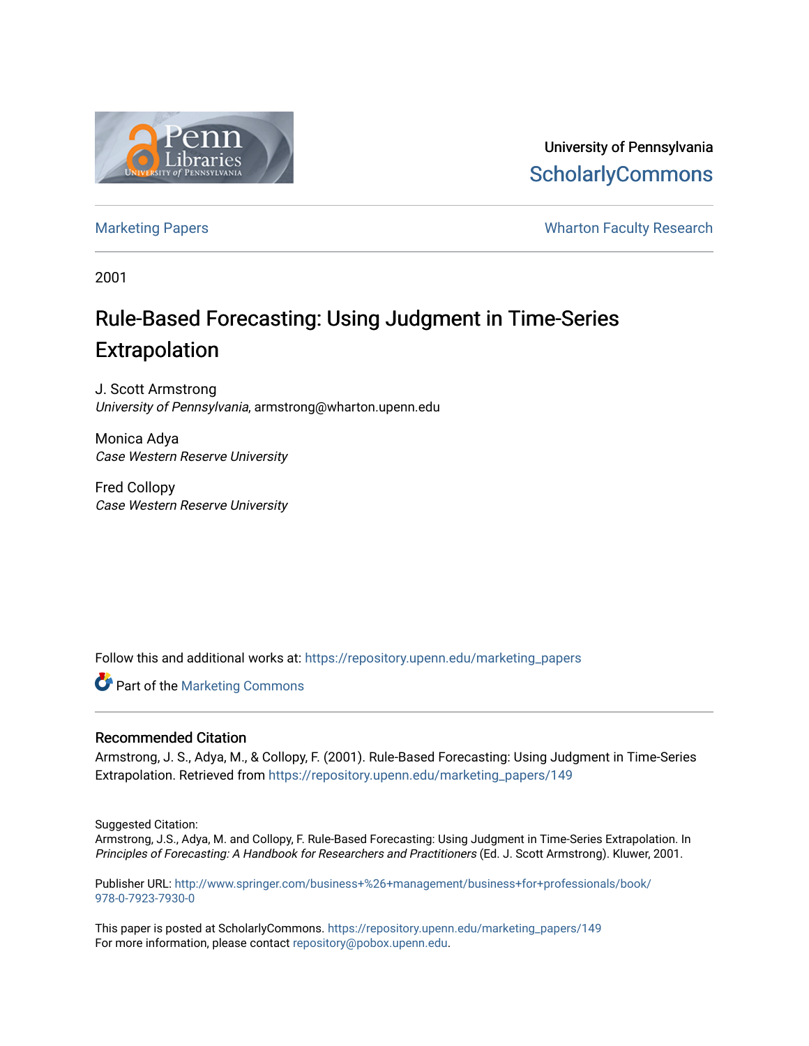University of Pennsylvania
ScholarlyCommons

Marketing Papers | Wharton Faculty Research

2001

# Rule-Based Forecasting: Using Judgment in Time-Series Extrapolation

J. Scott Armstrong
*University of Pennsylvania*, armstrong@wharton.upenn.edu

Monica Adya
*Case Western Reserve University*

Fred Collopy
*Case Western Reserve University*

Follow this and additional works at: https://repository.upenn.edu/marketing_papers

Part of the Marketing Commons

## Recommended Citation

Armstrong, J. S., Adya, M., & Collopy, F. (2001). Rule-Based Forecasting: Using Judgment in Time-Series Extrapolation. Retrieved from https://repository.upenn.edu/marketing_papers/149

Suggested Citation:
Armstrong, J.S., Adya, M. and Collopy, F. Rule-Based Forecasting: Using Judgment in Time-Series Extrapolation. In *Principles of Forecasting: A Handbook for Researchers and Practitioners* (Ed. J. Scott Armstrong). Kluwer, 2001.

Publisher URL: http://www.springer.com/business+%26+management/business+for+professionals/book/978-0-7923-7930-0

This paper is posted at ScholarlyCommons. https://repository.upenn.edu/marketing_papers/149
For more information, please contact repository@pobox.upenn.edu.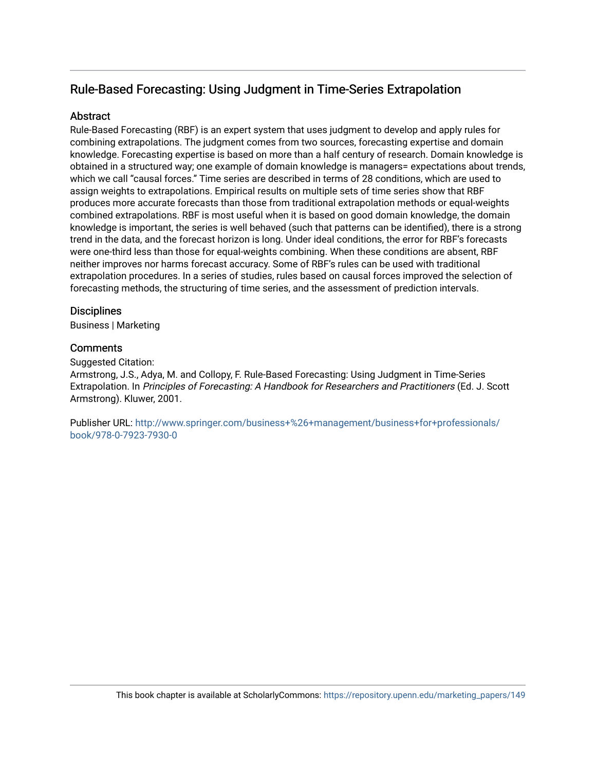## Rule-Based Forecasting: Using Judgment in Time-Series Extrapolation

### Abstract

Rule-Based Forecasting (RBF) is an expert system that uses judgment to develop and apply rules for combining extrapolations. The judgment comes from two sources, forecasting expertise and domain knowledge. Forecasting expertise is based on more than a half century of research. Domain knowledge is obtained in a structured way; one example of domain knowledge is managers= expectations about trends, which we call "causal forces." Time series are described in terms of 28 conditions, which are used to assign weights to extrapolations. Empirical results on multiple sets of time series show that RBF produces more accurate forecasts than those from traditional extrapolation methods or equal-weights combined extrapolations. RBF is most useful when it is based on good domain knowledge, the domain knowledge is important, the series is well behaved (such that patterns can be identified), there is a strong trend in the data, and the forecast horizon is long. Under ideal conditions, the error for RBF's forecasts were one-third less than those for equal-weights combining. When these conditions are absent, RBF neither improves nor harms forecast accuracy. Some of RBF's rules can be used with traditional extrapolation procedures. In a series of studies, rules based on causal forces improved the selection of forecasting methods, the structuring of time series, and the assessment of prediction intervals.

### Disciplines

Business | Marketing

### Comments

Suggested Citation:
Armstrong, J.S., Adya, M. and Collopy, F. Rule-Based Forecasting: Using Judgment in Time-Series Extrapolation. In *Principles of Forecasting: A Handbook for Researchers and Practitioners* (Ed. J. Scott Armstrong). Kluwer, 2001.

Publisher URL: http://www.springer.com/business+%26+management/business+for+professionals/book/978-0-7923-7930-0

This book chapter is available at ScholarlyCommons: https://repository.upenn.edu/marketing_papers/149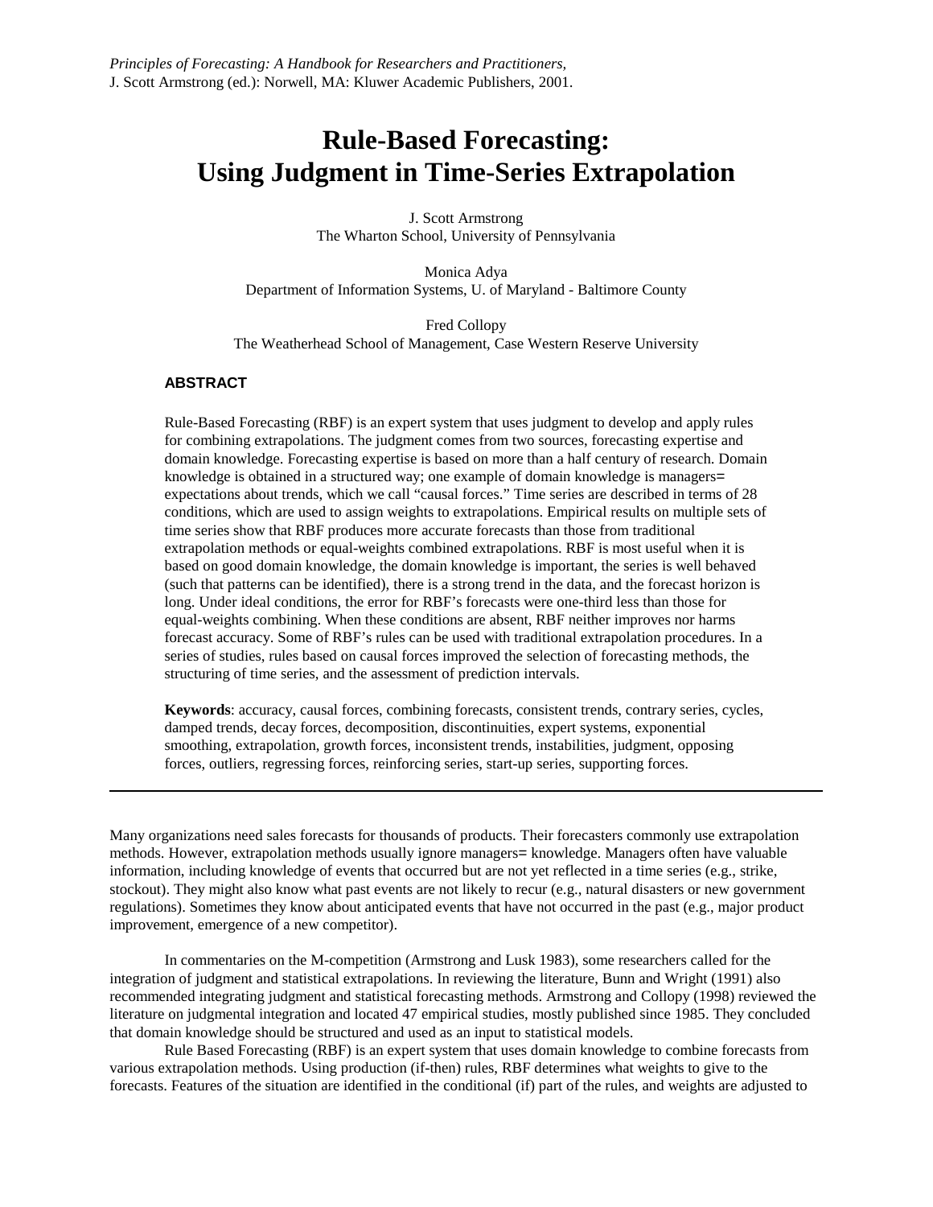*Principles of Forecasting: A Handbook for Researchers and Practitioners,*
J. Scott Armstrong (ed.): Norwell, MA: Kluwer Academic Publishers, 2001.

# Rule-Based Forecasting: Using Judgment in Time-Series Extrapolation

J. Scott Armstrong
The Wharton School, University of Pennsylvania

Monica Adya
Department of Information Systems, U. of Maryland - Baltimore County

Fred Collopy
The Weatherhead School of Management, Case Western Reserve University

### ABSTRACT

Rule-Based Forecasting (RBF) is an expert system that uses judgment to develop and apply rules for combining extrapolations. The judgment comes from two sources, forecasting expertise and domain knowledge. Forecasting expertise is based on more than a half century of research. Domain knowledge is obtained in a structured way; one example of domain knowledge is managers= expectations about trends, which we call "causal forces." Time series are described in terms of 28 conditions, which are used to assign weights to extrapolations. Empirical results on multiple sets of time series show that RBF produces more accurate forecasts than those from traditional extrapolation methods or equal-weights combined extrapolations. RBF is most useful when it is based on good domain knowledge, the domain knowledge is important, the series is well behaved (such that patterns can be identified), there is a strong trend in the data, and the forecast horizon is long. Under ideal conditions, the error for RBF's forecasts were one-third less than those for equal-weights combining. When these conditions are absent, RBF neither improves nor harms forecast accuracy. Some of RBF's rules can be used with traditional extrapolation procedures. In a series of studies, rules based on causal forces improved the selection of forecasting methods, the structuring of time series, and the assessment of prediction intervals.

**Keywords**: accuracy, causal forces, combining forecasts, consistent trends, contrary series, cycles, damped trends, decay forces, decomposition, discontinuities, expert systems, exponential smoothing, extrapolation, growth forces, inconsistent trends, instabilities, judgment, opposing forces, outliers, regressing forces, reinforcing series, start-up series, supporting forces.

---

Many organizations need sales forecasts for thousands of products. Their forecasters commonly use extrapolation methods. However, extrapolation methods usually ignore managers= knowledge. Managers often have valuable information, including knowledge of events that occurred but are not yet reflected in a time series (e.g., strike, stockout). They might also know what past events are not likely to recur (e.g., natural disasters or new government regulations). Sometimes they know about anticipated events that have not occurred in the past (e.g., major product improvement, emergence of a new competitor).

In commentaries on the M-competition (Armstrong and Lusk 1983), some researchers called for the integration of judgment and statistical extrapolations. In reviewing the literature, Bunn and Wright (1991) also recommended integrating judgment and statistical forecasting methods. Armstrong and Collopy (1998) reviewed the literature on judgmental integration and located 47 empirical studies, mostly published since 1985. They concluded that domain knowledge should be structured and used as an input to statistical models.

Rule Based Forecasting (RBF) is an expert system that uses domain knowledge to combine forecasts from various extrapolation methods. Using production (if-then) rules, RBF determines what weights to give to the forecasts. Features of the situation are identified in the conditional (if) part of the rules, and weights are adjusted to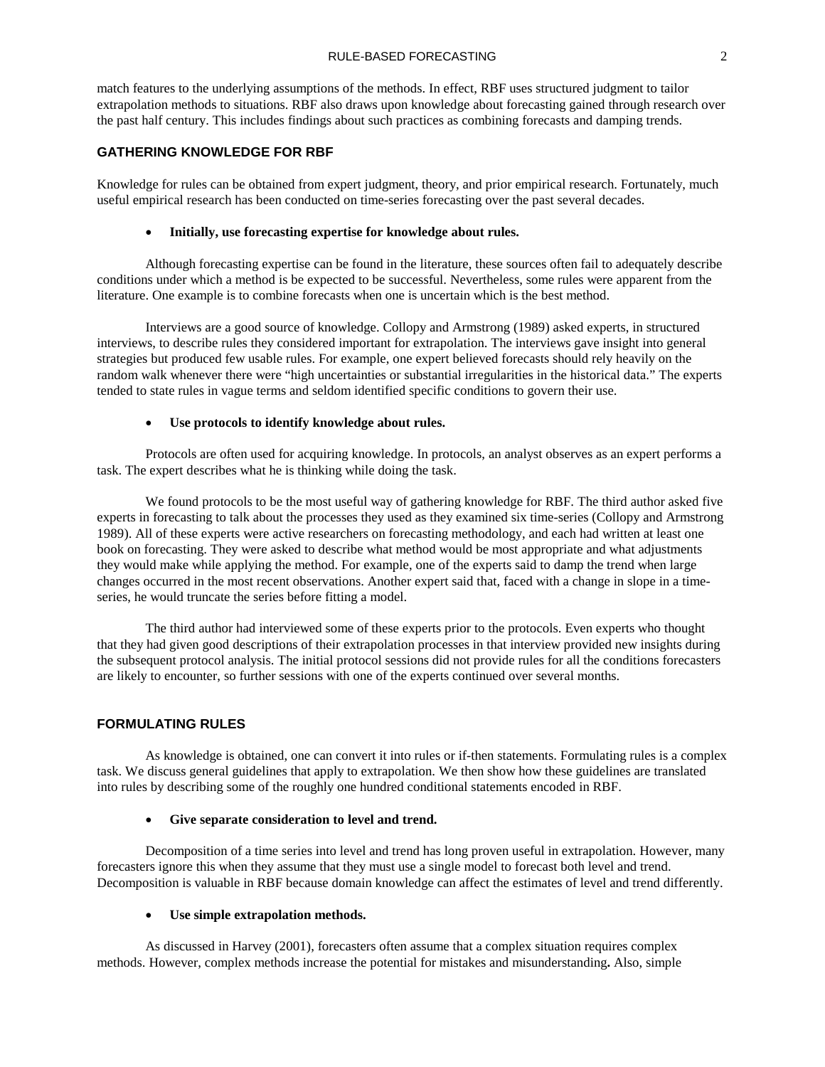match features to the underlying assumptions of the methods. In effect, RBF uses structured judgment to tailor extrapolation methods to situations. RBF also draws upon knowledge about forecasting gained through research over the past half century. This includes findings about such practices as combining forecasts and damping trends.

## GATHERING KNOWLEDGE FOR RBF

Knowledge for rules can be obtained from expert judgment, theory, and prior empirical research. Fortunately, much useful empirical research has been conducted on time-series forecasting over the past several decades.

- **Initially, use forecasting expertise for knowledge about rules.**

Although forecasting expertise can be found in the literature, these sources often fail to adequately describe conditions under which a method is be expected to be successful. Nevertheless, some rules were apparent from the literature. One example is to combine forecasts when one is uncertain which is the best method.

Interviews are a good source of knowledge. Collopy and Armstrong (1989) asked experts, in structured interviews, to describe rules they considered important for extrapolation. The interviews gave insight into general strategies but produced few usable rules. For example, one expert believed forecasts should rely heavily on the random walk whenever there were "high uncertainties or substantial irregularities in the historical data." The experts tended to state rules in vague terms and seldom identified specific conditions to govern their use.

- **Use protocols to identify knowledge about rules.**

Protocols are often used for acquiring knowledge. In protocols, an analyst observes as an expert performs a task. The expert describes what he is thinking while doing the task.

We found protocols to be the most useful way of gathering knowledge for RBF. The third author asked five experts in forecasting to talk about the processes they used as they examined six time-series (Collopy and Armstrong 1989). All of these experts were active researchers on forecasting methodology, and each had written at least one book on forecasting. They were asked to describe what method would be most appropriate and what adjustments they would make while applying the method. For example, one of the experts said to damp the trend when large changes occurred in the most recent observations. Another expert said that, faced with a change in slope in a time-series, he would truncate the series before fitting a model.

The third author had interviewed some of these experts prior to the protocols. Even experts who thought that they had given good descriptions of their extrapolation processes in that interview provided new insights during the subsequent protocol analysis. The initial protocol sessions did not provide rules for all the conditions forecasters are likely to encounter, so further sessions with one of the experts continued over several months.

## FORMULATING RULES

As knowledge is obtained, one can convert it into rules or if-then statements. Formulating rules is a complex task. We discuss general guidelines that apply to extrapolation. We then show how these guidelines are translated into rules by describing some of the roughly one hundred conditional statements encoded in RBF.

- **Give separate consideration to level and trend.**

Decomposition of a time series into level and trend has long proven useful in extrapolation. However, many forecasters ignore this when they assume that they must use a single model to forecast both level and trend. Decomposition is valuable in RBF because domain knowledge can affect the estimates of level and trend differently.

- **Use simple extrapolation methods.**

As discussed in Harvey (2001), forecasters often assume that a complex situation requires complex methods. However, complex methods increase the potential for mistakes and misunderstanding**.** Also, simple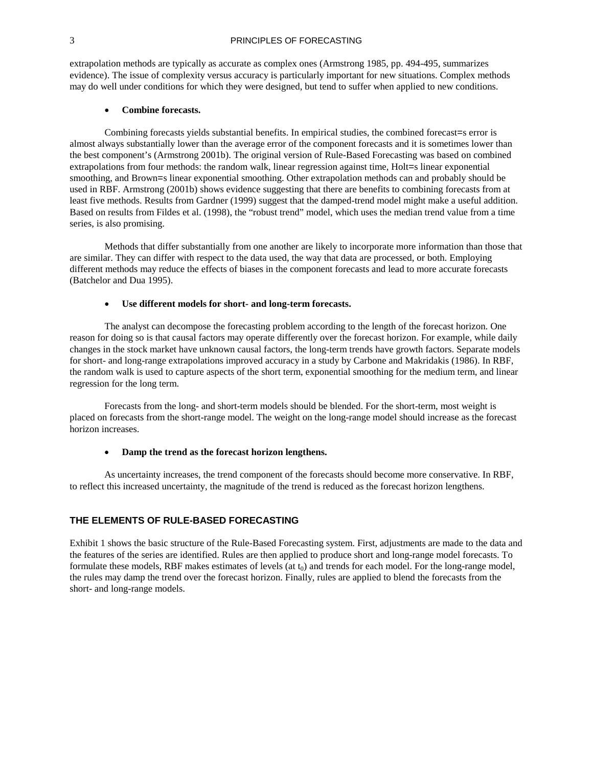extrapolation methods are typically as accurate as complex ones (Armstrong 1985, pp. 494-495, summarizes evidence). The issue of complexity versus accuracy is particularly important for new situations. Complex methods may do well under conditions for which they were designed, but tend to suffer when applied to new conditions.

- **Combine forecasts.**

Combining forecasts yields substantial benefits. In empirical studies, the combined forecast=s error is almost always substantially lower than the average error of the component forecasts and it is sometimes lower than the best component's (Armstrong 2001b). The original version of Rule-Based Forecasting was based on combined extrapolations from four methods: the random walk, linear regression against time, Holt=s linear exponential smoothing, and Brown=s linear exponential smoothing. Other extrapolation methods can and probably should be used in RBF. Armstrong (2001b) shows evidence suggesting that there are benefits to combining forecasts from at least five methods. Results from Gardner (1999) suggest that the damped-trend model might make a useful addition. Based on results from Fildes et al. (1998), the "robust trend" model, which uses the median trend value from a time series, is also promising.

Methods that differ substantially from one another are likely to incorporate more information than those that are similar. They can differ with respect to the data used, the way that data are processed, or both. Employing different methods may reduce the effects of biases in the component forecasts and lead to more accurate forecasts (Batchelor and Dua 1995).

- **Use different models for short- and long-term forecasts.**

The analyst can decompose the forecasting problem according to the length of the forecast horizon. One reason for doing so is that causal factors may operate differently over the forecast horizon. For example, while daily changes in the stock market have unknown causal factors, the long-term trends have growth factors. Separate models for short- and long-range extrapolations improved accuracy in a study by Carbone and Makridakis (1986). In RBF, the random walk is used to capture aspects of the short term, exponential smoothing for the medium term, and linear regression for the long term.

Forecasts from the long- and short-term models should be blended. For the short-term, most weight is placed on forecasts from the short-range model. The weight on the long-range model should increase as the forecast horizon increases.

- **Damp the trend as the forecast horizon lengthens.**

As uncertainty increases, the trend component of the forecasts should become more conservative. In RBF, to reflect this increased uncertainty, the magnitude of the trend is reduced as the forecast horizon lengthens.

## THE ELEMENTS OF RULE-BASED FORECASTING

Exhibit 1 shows the basic structure of the Rule-Based Forecasting system. First, adjustments are made to the data and the features of the series are identified. Rules are then applied to produce short and long-range model forecasts. To formulate these models, RBF makes estimates of levels (at $t_0$) and trends for each model. For the long-range model, the rules may damp the trend over the forecast horizon. Finally, rules are applied to blend the forecasts from the short- and long-range models.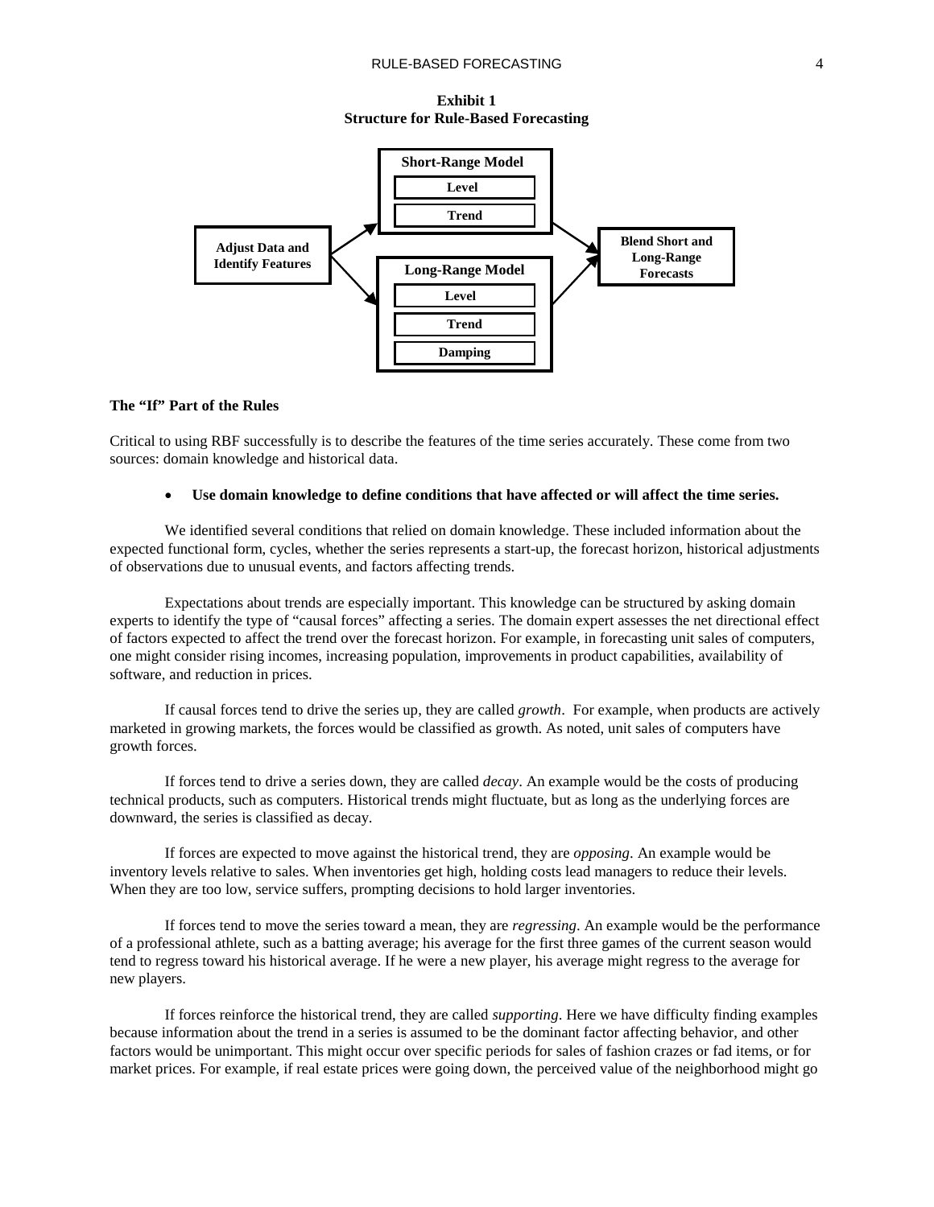**Exhibit 1**
**Structure for Rule-Based Forecasting**

Adjust Data and Identify Features

Short-Range Model
Level
Trend

Long-Range Model
Level
Trend
Damping

Blend Short and Long-Range Forecasts

### The "If" Part of the Rules

Critical to using RBF successfully is to describe the features of the time series accurately. These come from two sources: domain knowledge and historical data.

- **Use domain knowledge to define conditions that have affected or will affect the time series.**

We identified several conditions that relied on domain knowledge. These included information about the expected functional form, cycles, whether the series represents a start-up, the forecast horizon, historical adjustments of observations due to unusual events, and factors affecting trends.

Expectations about trends are especially important. This knowledge can be structured by asking domain experts to identify the type of "causal forces" affecting a series. The domain expert assesses the net directional effect of factors expected to affect the trend over the forecast horizon. For example, in forecasting unit sales of computers, one might consider rising incomes, increasing population, improvements in product capabilities, availability of software, and reduction in prices.

If causal forces tend to drive the series up, they are called *growth*. For example, when products are actively marketed in growing markets, the forces would be classified as growth. As noted, unit sales of computers have growth forces.

If forces tend to drive a series down, they are called *decay*. An example would be the costs of producing technical products, such as computers. Historical trends might fluctuate, but as long as the underlying forces are downward, the series is classified as decay.

If forces are expected to move against the historical trend, they are *opposing*. An example would be inventory levels relative to sales. When inventories get high, holding costs lead managers to reduce their levels. When they are too low, service suffers, prompting decisions to hold larger inventories.

If forces tend to move the series toward a mean, they are *regressing*. An example would be the performance of a professional athlete, such as a batting average; his average for the first three games of the current season would tend to regress toward his historical average. If he were a new player, his average might regress to the average for new players.

If forces reinforce the historical trend, they are called *supporting*. Here we have difficulty finding examples because information about the trend in a series is assumed to be the dominant factor affecting behavior, and other factors would be unimportant. This might occur over specific periods for sales of fashion crazes or fad items, or for market prices. For example, if real estate prices were going down, the perceived value of the neighborhood might go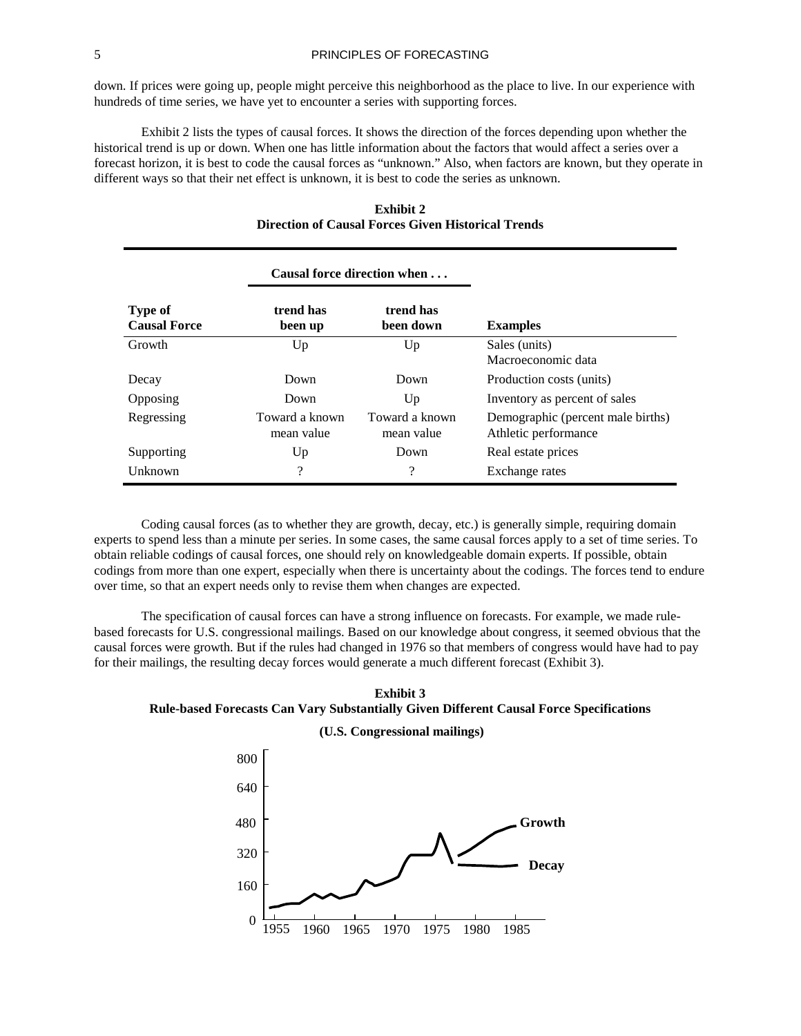down. If prices were going up, people might perceive this neighborhood as the place to live. In our experience with hundreds of time series, we have yet to encounter a series with supporting forces.

Exhibit 2 lists the types of causal forces. It shows the direction of the forces depending upon whether the historical trend is up or down. When one has little information about the factors that would affect a series over a forecast horizon, it is best to code the causal forces as "unknown." Also, when factors are known, but they operate in different ways so that their net effect is unknown, it is best to code the series as unknown.

**Exhibit 2**
**Direction of Causal Forces Given Historical Trends**

| | **Causal force direction when . . .** | | |
|---|---|---|---|
| **Type of Causal Force** | **trend has been up** | **trend has been down** | **Examples** |
| Growth | Up | Up | Sales (units)<br>Macroeconomic data |
| Decay | Down | Down | Production costs (units) |
| Opposing | Down | Up | Inventory as percent of sales |
| Regressing | Toward a known mean value | Toward a known mean value | Demographic (percent male births)<br>Athletic performance |
| Supporting | Up | Down | Real estate prices |
| Unknown | ? | ? | Exchange rates |

Coding causal forces (as to whether they are growth, decay, etc.) is generally simple, requiring domain experts to spend less than a minute per series. In some cases, the same causal forces apply to a set of time series. To obtain reliable codings of causal forces, one should rely on knowledgeable domain experts. If possible, obtain codings from more than one expert, especially when there is uncertainty about the codings. The forces tend to endure over time, so that an expert needs only to revise them when changes are expected.

The specification of causal forces can have a strong influence on forecasts. For example, we made rule-based forecasts for U.S. congressional mailings. Based on our knowledge about congress, it seemed obvious that the causal forces were growth. But if the rules had changed in 1976 so that members of congress would have had to pay for their mailings, the resulting decay forces would generate a much different forecast (Exhibit 3).

**Exhibit 3**
**Rule-based Forecasts Can Vary Substantially Given Different Causal Force Specifications**

**(U.S. Congressional mailings)**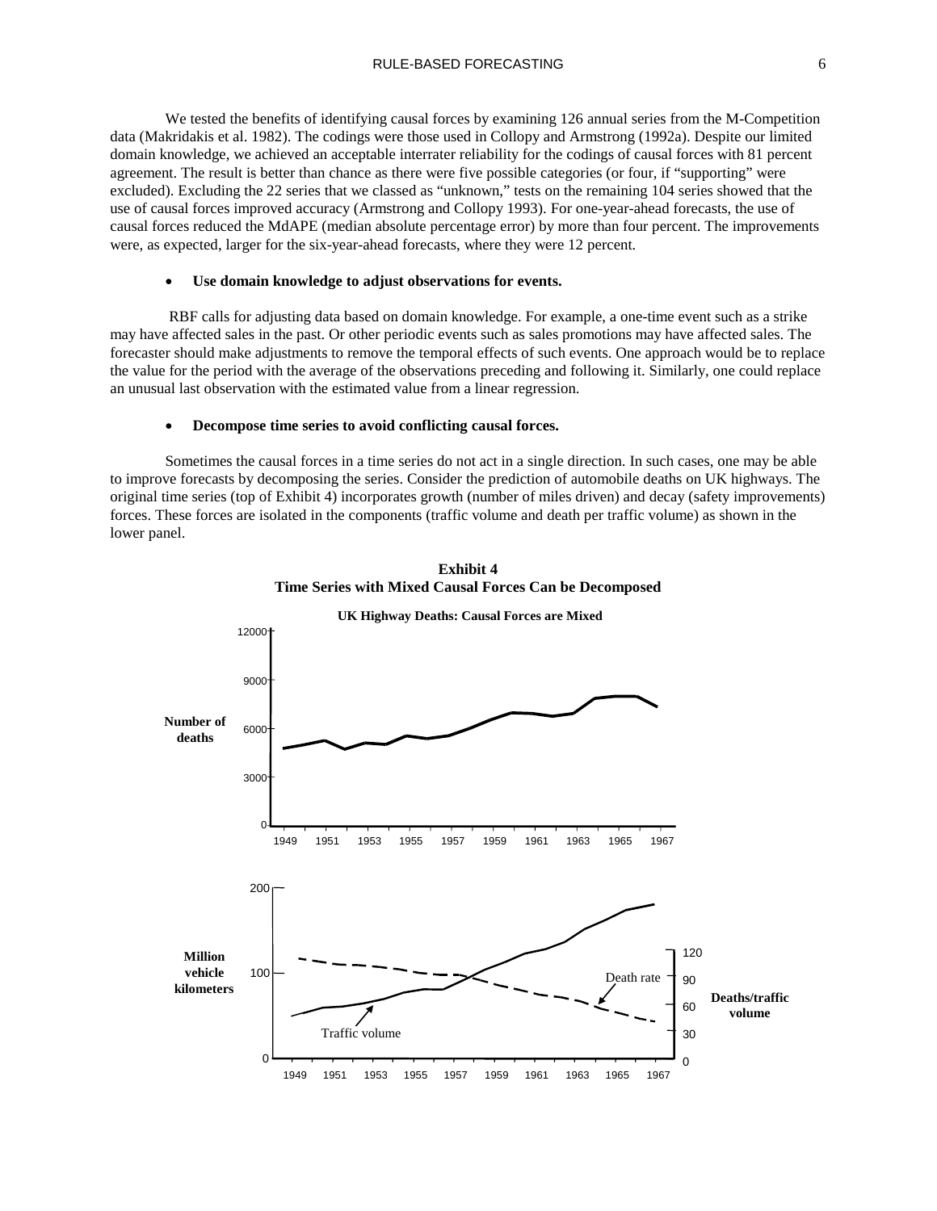We tested the benefits of identifying causal forces by examining 126 annual series from the M-Competition data (Makridakis et al. 1982). The codings were those used in Collopy and Armstrong (1992a). Despite our limited domain knowledge, we achieved an acceptable interrater reliability for the codings of causal forces with 81 percent agreement. The result is better than chance as there were five possible categories (or four, if "supporting" were excluded). Excluding the 22 series that we classed as "unknown," tests on the remaining 104 series showed that the use of causal forces improved accuracy (Armstrong and Collopy 1993). For one-year-ahead forecasts, the use of causal forces reduced the MdAPE (median absolute percentage error) by more than four percent. The improvements were, as expected, larger for the six-year-ahead forecasts, where they were 12 percent.

- **Use domain knowledge to adjust observations for events.**

RBF calls for adjusting data based on domain knowledge. For example, a one-time event such as a strike may have affected sales in the past. Or other periodic events such as sales promotions may have affected sales. The forecaster should make adjustments to remove the temporal effects of such events. One approach would be to replace the value for the period with the average of the observations preceding and following it. Similarly, one could replace an unusual last observation with the estimated value from a linear regression.

- **Decompose time series to avoid conflicting causal forces.**

Sometimes the causal forces in a time series do not act in a single direction. In such cases, one may be able to improve forecasts by decomposing the series. Consider the prediction of automobile deaths on UK highways. The original time series (top of Exhibit 4) incorporates growth (number of miles driven) and decay (safety improvements) forces. These forces are isolated in the components (traffic volume and death per traffic volume) as shown in the lower panel.

**Exhibit 4**
**Time Series with Mixed Causal Forces Can be Decomposed**

**UK Highway Deaths: Causal Forces are Mixed**

Number of deaths (0–12000), 1949–1967

Million vehicle kilometers (0–200): Traffic volume; Deaths/traffic volume (0–120): Death rate; 1949–1967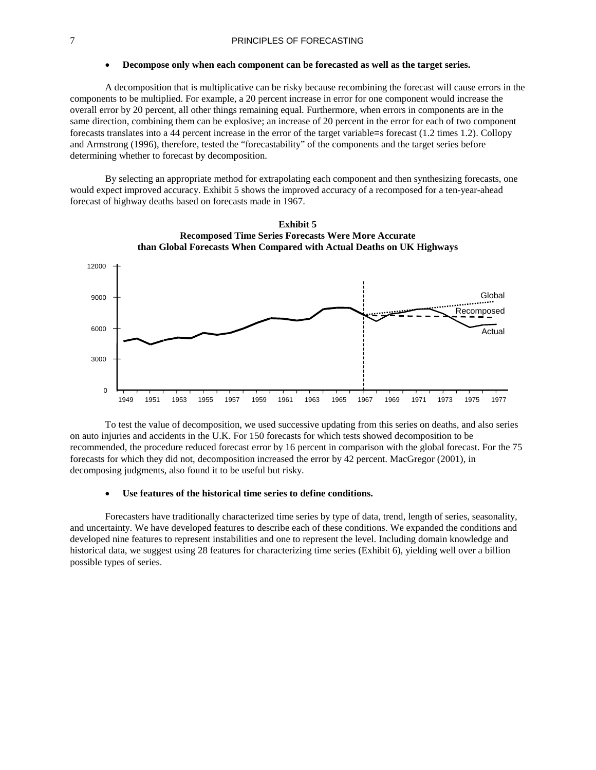- **Decompose only when each component can be forecasted as well as the target series.**

A decomposition that is multiplicative can be risky because recombining the forecast will cause errors in the components to be multiplied. For example, a 20 percent increase in error for one component would increase the overall error by 20 percent, all other things remaining equal. Furthermore, when errors in components are in the same direction, combining them can be explosive; an increase of 20 percent in the error for each of two component forecasts translates into a 44 percent increase in the error of the target variable=s forecast (1.2 times 1.2). Collopy and Armstrong (1996), therefore, tested the "forecastability" of the components and the target series before determining whether to forecast by decomposition.

By selecting an appropriate method for extrapolating each component and then synthesizing forecasts, one would expect improved accuracy. Exhibit 5 shows the improved accuracy of a recomposed for a ten-year-ahead forecast of highway deaths based on forecasts made in 1967.

**Exhibit 5**
**Recomposed Time Series Forecasts Were More Accurate than Global Forecasts When Compared with Actual Deaths on UK Highways**

To test the value of decomposition, we used successive updating from this series on deaths, and also series on auto injuries and accidents in the U.K. For 150 forecasts for which tests showed decomposition to be recommended, the procedure reduced forecast error by 16 percent in comparison with the global forecast. For the 75 forecasts for which they did not, decomposition increased the error by 42 percent. MacGregor (2001), in decomposing judgments, also found it to be useful but risky.

- **Use features of the historical time series to define conditions.**

Forecasters have traditionally characterized time series by type of data, trend, length of series, seasonality, and uncertainty. We have developed features to describe each of these conditions. We expanded the conditions and developed nine features to represent instabilities and one to represent the level. Including domain knowledge and historical data, we suggest using 28 features for characterizing time series (Exhibit 6), yielding well over a billion possible types of series.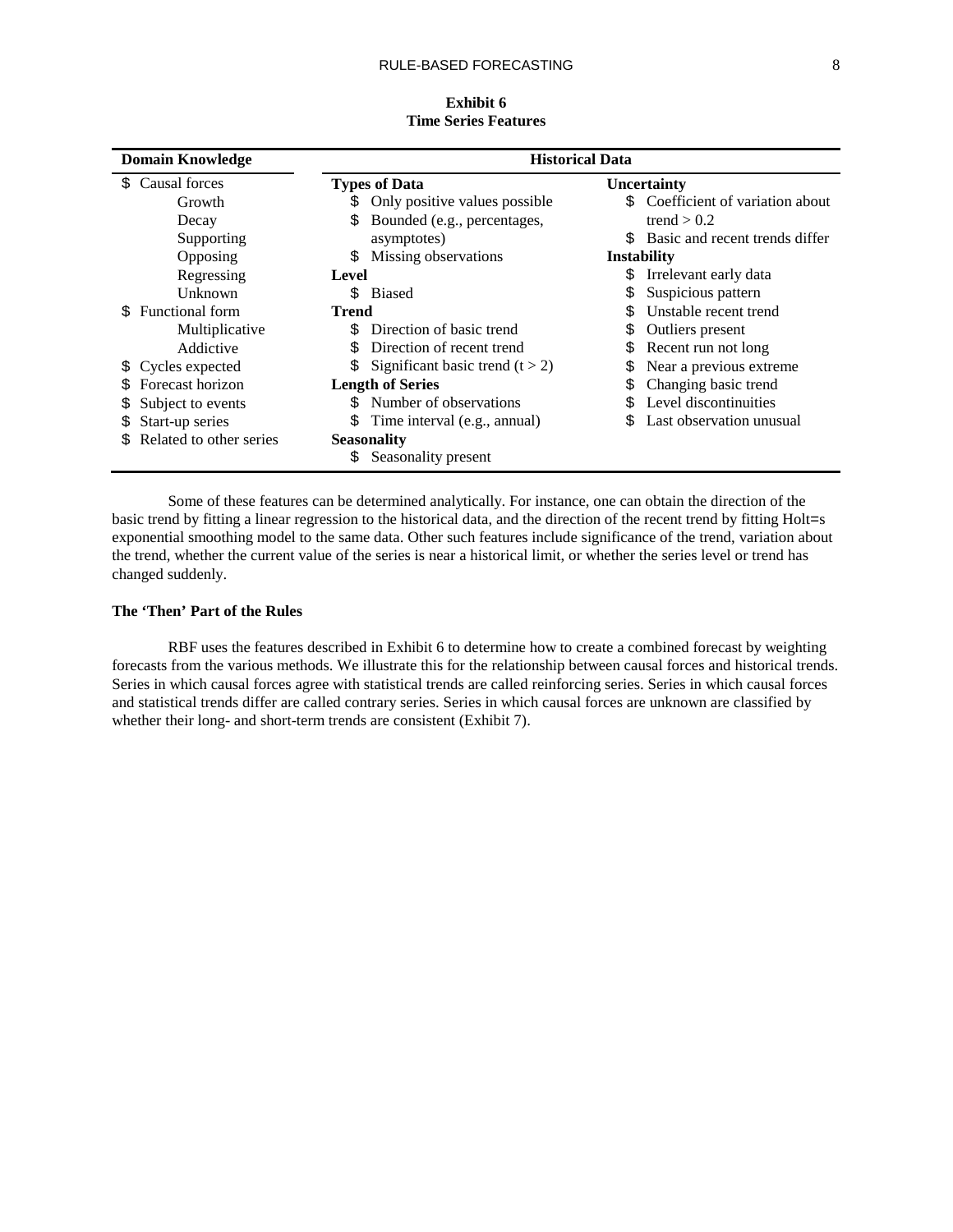**Exhibit 6**
**Time Series Features**

| Domain Knowledge | Historical Data | |
|---|---|---|
| $ Causal forces | **Types of Data** | **Uncertainty** |
| Growth | $ Only positive values possible | $ Coefficient of variation about trend > 0.2 |
| Decay | $ Bounded (e.g., percentages, asymptotes) | $ Basic and recent trends differ |
| Supporting | $ Missing observations | **Instability** |
| Opposing | **Level** | $ Irrelevant early data |
| Regressing | $ Biased | $ Suspicious pattern |
| Unknown | **Trend** | $ Unstable recent trend |
| $ Functional form | $ Direction of basic trend | $ Outliers present |
| Multiplicative | $ Direction of recent trend | $ Recent run not long |
| Addictive | $ Significant basic trend (t > 2) | $ Near a previous extreme |
| $ Cycles expected | **Length of Series** | $ Changing basic trend |
| $ Forecast horizon | $ Number of observations | $ Level discontinuities |
| $ Subject to events | $ Time interval (e.g., annual) | $ Last observation unusual |
| $ Start-up series | **Seasonality** | |
| $ Related to other series | $ Seasonality present | |

Some of these features can be determined analytically. For instance, one can obtain the direction of the basic trend by fitting a linear regression to the historical data, and the direction of the recent trend by fitting Holt=s exponential smoothing model to the same data. Other such features include significance of the trend, variation about the trend, whether the current value of the series is near a historical limit, or whether the series level or trend has changed suddenly.

### The 'Then' Part of the Rules

RBF uses the features described in Exhibit 6 to determine how to create a combined forecast by weighting forecasts from the various methods. We illustrate this for the relationship between causal forces and historical trends. Series in which causal forces agree with statistical trends are called reinforcing series. Series in which causal forces and statistical trends differ are called contrary series. Series in which causal forces are unknown are classified by whether their long- and short-term trends are consistent (Exhibit 7).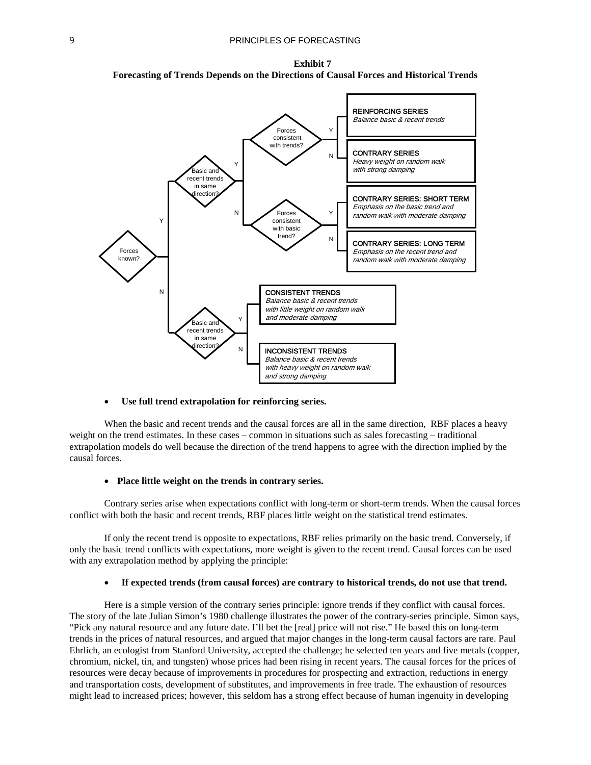**Exhibit 7**
**Forecasting of Trends Depends on the Directions of Causal Forces and Historical Trends**

- **Use full trend extrapolation for reinforcing series.**

When the basic and recent trends and the causal forces are all in the same direction, RBF places a heavy weight on the trend estimates. In these cases – common in situations such as sales forecasting – traditional extrapolation models do well because the direction of the trend happens to agree with the direction implied by the causal forces.

- **Place little weight on the trends in contrary series.**

Contrary series arise when expectations conflict with long-term or short-term trends. When the causal forces conflict with both the basic and recent trends, RBF places little weight on the statistical trend estimates.

If only the recent trend is opposite to expectations, RBF relies primarily on the basic trend. Conversely, if only the basic trend conflicts with expectations, more weight is given to the recent trend. Causal forces can be used with any extrapolation method by applying the principle:

- **If expected trends (from causal forces) are contrary to historical trends, do not use that trend.**

Here is a simple version of the contrary series principle: ignore trends if they conflict with causal forces. The story of the late Julian Simon's 1980 challenge illustrates the power of the contrary-series principle. Simon says, "Pick any natural resource and any future date. I'll bet the [real] price will not rise." He based this on long-term trends in the prices of natural resources, and argued that major changes in the long-term causal factors are rare. Paul Ehrlich, an ecologist from Stanford University, accepted the challenge; he selected ten years and five metals (copper, chromium, nickel, tin, and tungsten) whose prices had been rising in recent years. The causal forces for the prices of resources were decay because of improvements in procedures for prospecting and extraction, reductions in energy and transportation costs, development of substitutes, and improvements in free trade. The exhaustion of resources might lead to increased prices; however, this seldom has a strong effect because of human ingenuity in developing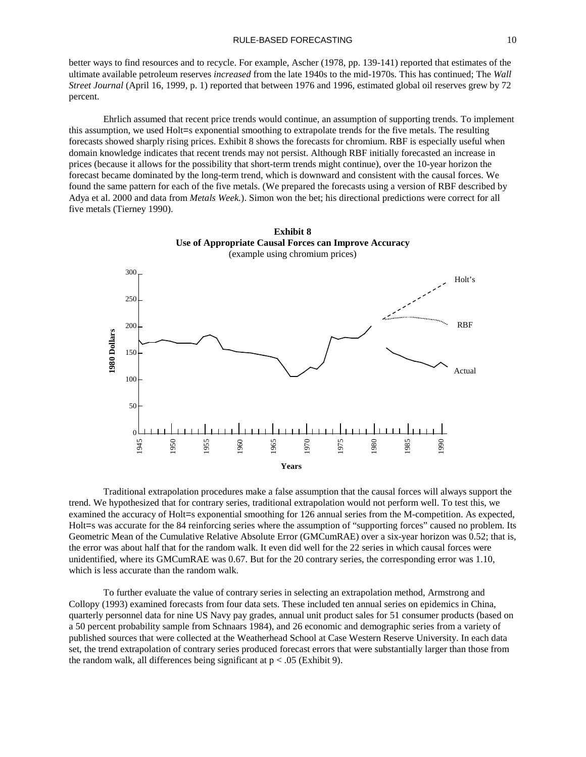better ways to find resources and to recycle. For example, Ascher (1978, pp. 139-141) reported that estimates of the ultimate available petroleum reserves *increased* from the late 1940s to the mid-1970s. This has continued; The *Wall Street Journal* (April 16, 1999, p. 1) reported that between 1976 and 1996, estimated global oil reserves grew by 72 percent.

Ehrlich assumed that recent price trends would continue, an assumption of supporting trends. To implement this assumption, we used Holt=s exponential smoothing to extrapolate trends for the five metals. The resulting forecasts showed sharply rising prices. Exhibit 8 shows the forecasts for chromium. RBF is especially useful when domain knowledge indicates that recent trends may not persist. Although RBF initially forecasted an increase in prices (because it allows for the possibility that short-term trends might continue), over the 10-year horizon the forecast became dominated by the long-term trend, which is downward and consistent with the causal forces. We found the same pattern for each of the five metals. (We prepared the forecasts using a version of RBF described by Adya et al. 2000 and data from *Metals Week.*). Simon won the bet; his directional predictions were correct for all five metals (Tierney 1990).

**Exhibit 8**
**Use of Appropriate Causal Forces can Improve Accuracy**
(example using chromium prices)

Traditional extrapolation procedures make a false assumption that the causal forces will always support the trend. We hypothesized that for contrary series, traditional extrapolation would not perform well. To test this, we examined the accuracy of Holt=s exponential smoothing for 126 annual series from the M-competition. As expected, Holt=s was accurate for the 84 reinforcing series where the assumption of "supporting forces" caused no problem. Its Geometric Mean of the Cumulative Relative Absolute Error (GMCumRAE) over a six-year horizon was 0.52; that is, the error was about half that for the random walk. It even did well for the 22 series in which causal forces were unidentified, where its GMCumRAE was 0.67. But for the 20 contrary series, the corresponding error was 1.10, which is less accurate than the random walk.

To further evaluate the value of contrary series in selecting an extrapolation method, Armstrong and Collopy (1993) examined forecasts from four data sets. These included ten annual series on epidemics in China, quarterly personnel data for nine US Navy pay grades, annual unit product sales for 51 consumer products (based on a 50 percent probability sample from Schnaars 1984), and 26 economic and demographic series from a variety of published sources that were collected at the Weatherhead School at Case Western Reserve University. In each data set, the trend extrapolation of contrary series produced forecast errors that were substantially larger than those from the random walk, all differences being significant at $p < .05$ (Exhibit 9).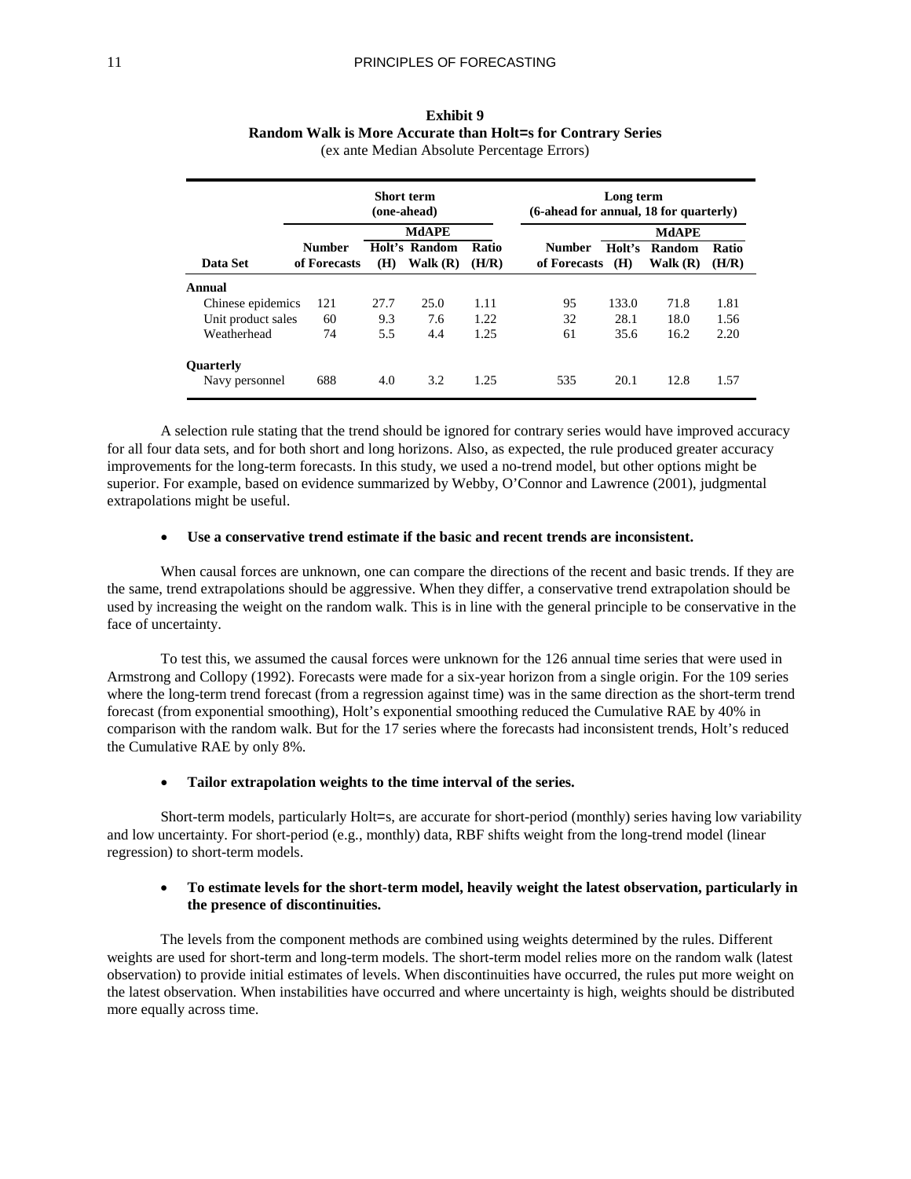**Exhibit 9**
**Random Walk is More Accurate than Holt=s for Contrary Series**
(ex ante Median Absolute Percentage Errors)

| | Short term (one-ahead) | | | | Long term (6-ahead for annual, 18 for quarterly) | | | |
|---|---|---|---|---|---|---|---|---|
| | | MdAPE | | | | MdAPE | | |
| Data Set | Number of Forecasts | Holt's (H) | Random Walk (R) | Ratio (H/R) | Number of Forecasts | Holt's (H) | Random Walk (R) | Ratio (H/R) |
| **Annual** | | | | | | | | |
| Chinese epidemics | 121 | 27.7 | 25.0 | 1.11 | 95 | 133.0 | 71.8 | 1.81 |
| Unit product sales | 60 | 9.3 | 7.6 | 1.22 | 32 | 28.1 | 18.0 | 1.56 |
| Weatherhead | 74 | 5.5 | 4.4 | 1.25 | 61 | 35.6 | 16.2 | 2.20 |
| **Quarterly** | | | | | | | | |
| Navy personnel | 688 | 4.0 | 3.2 | 1.25 | 535 | 20.1 | 12.8 | 1.57 |

A selection rule stating that the trend should be ignored for contrary series would have improved accuracy for all four data sets, and for both short and long horizons. Also, as expected, the rule produced greater accuracy improvements for the long-term forecasts. In this study, we used a no-trend model, but other options might be superior. For example, based on evidence summarized by Webby, O'Connor and Lawrence (2001), judgmental extrapolations might be useful.

- **Use a conservative trend estimate if the basic and recent trends are inconsistent.**

When causal forces are unknown, one can compare the directions of the recent and basic trends. If they are the same, trend extrapolations should be aggressive. When they differ, a conservative trend extrapolation should be used by increasing the weight on the random walk. This is in line with the general principle to be conservative in the face of uncertainty.

To test this, we assumed the causal forces were unknown for the 126 annual time series that were used in Armstrong and Collopy (1992). Forecasts were made for a six-year horizon from a single origin. For the 109 series where the long-term trend forecast (from a regression against time) was in the same direction as the short-term trend forecast (from exponential smoothing), Holt's exponential smoothing reduced the Cumulative RAE by 40% in comparison with the random walk. But for the 17 series where the forecasts had inconsistent trends, Holt's reduced the Cumulative RAE by only 8%.

- **Tailor extrapolation weights to the time interval of the series.**

Short-term models, particularly Holt=s, are accurate for short-period (monthly) series having low variability and low uncertainty. For short-period (e.g., monthly) data, RBF shifts weight from the long-trend model (linear regression) to short-term models.

- **To estimate levels for the short-term model, heavily weight the latest observation, particularly in the presence of discontinuities.**

The levels from the component methods are combined using weights determined by the rules. Different weights are used for short-term and long-term models. The short-term model relies more on the random walk (latest observation) to provide initial estimates of levels. When discontinuities have occurred, the rules put more weight on the latest observation. When instabilities have occurred and where uncertainty is high, weights should be distributed more equally across time.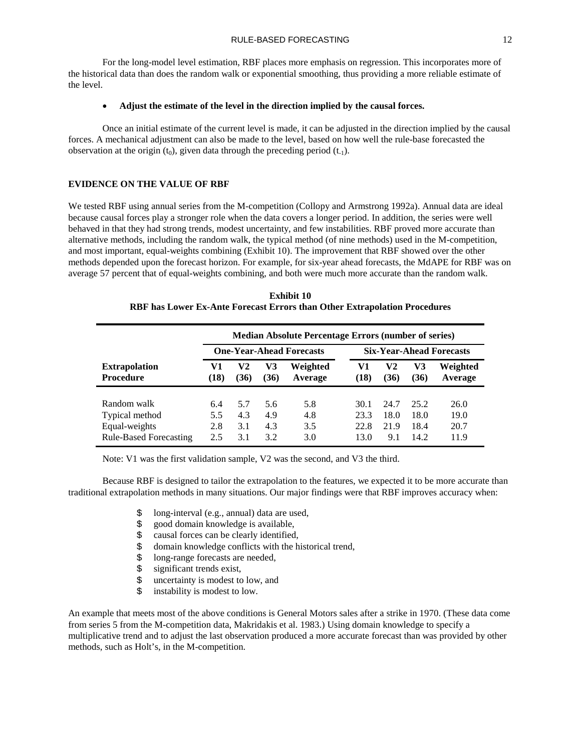For the long-model level estimation, RBF places more emphasis on regression. This incorporates more of the historical data than does the random walk or exponential smoothing, thus providing a more reliable estimate of the level.

- **Adjust the estimate of the level in the direction implied by the causal forces.**

Once an initial estimate of the current level is made, it can be adjusted in the direction implied by the causal forces. A mechanical adjustment can also be made to the level, based on how well the rule-base forecasted the observation at the origin ($t_0$), given data through the preceding period ($t_{-1}$).

## EVIDENCE ON THE VALUE OF RBF

We tested RBF using annual series from the M-competition (Collopy and Armstrong 1992a). Annual data are ideal because causal forces play a stronger role when the data covers a longer period. In addition, the series were well behaved in that they had strong trends, modest uncertainty, and few instabilities. RBF proved more accurate than alternative methods, including the random walk, the typical method (of nine methods) used in the M-competition, and most important, equal-weights combining (Exhibit 10). The improvement that RBF showed over the other methods depended upon the forecast horizon. For example, for six-year ahead forecasts, the MdAPE for RBF was on average 57 percent that of equal-weights combining, and both were much more accurate than the random walk.

**Exhibit 10**
**RBF has Lower Ex-Ante Forecast Errors than Other Extrapolation Procedures**

| | Median Absolute Percentage Errors (number of series) | | | | | | | |
|---|---|---|---|---|---|---|---|---|
| | One-Year-Ahead Forecasts | | | | Six-Year-Ahead Forecasts | | | |
| **Extrapolation Procedure** | **V1 (18)** | **V2 (36)** | **V3 (36)** | **Weighted Average** | **V1 (18)** | **V2 (36)** | **V3 (36)** | **Weighted Average** |
| Random walk | 6.4 | 5.7 | 5.6 | 5.8 | 30.1 | 24.7 | 25.2 | 26.0 |
| Typical method | 5.5 | 4.3 | 4.9 | 4.8 | 23.3 | 18.0 | 18.0 | 19.0 |
| Equal-weights | 2.8 | 3.1 | 4.3 | 3.5 | 22.8 | 21.9 | 18.4 | 20.7 |
| Rule-Based Forecasting | 2.5 | 3.1 | 3.2 | 3.0 | 13.0 | 9.1 | 14.2 | 11.9 |

Note: V1 was the first validation sample, V2 was the second, and V3 the third.

Because RBF is designed to tailor the extrapolation to the features, we expected it to be more accurate than traditional extrapolation methods in many situations. Our major findings were that RBF improves accuracy when:

- long-interval (e.g., annual) data are used,
- good domain knowledge is available,
- causal forces can be clearly identified,
- domain knowledge conflicts with the historical trend,
- long-range forecasts are needed,
- significant trends exist,
- uncertainty is modest to low, and
- instability is modest to low.

An example that meets most of the above conditions is General Motors sales after a strike in 1970. (These data come from series 5 from the M-competition data, Makridakis et al. 1983.) Using domain knowledge to specify a multiplicative trend and to adjust the last observation produced a more accurate forecast than was provided by other methods, such as Holt's, in the M-competition.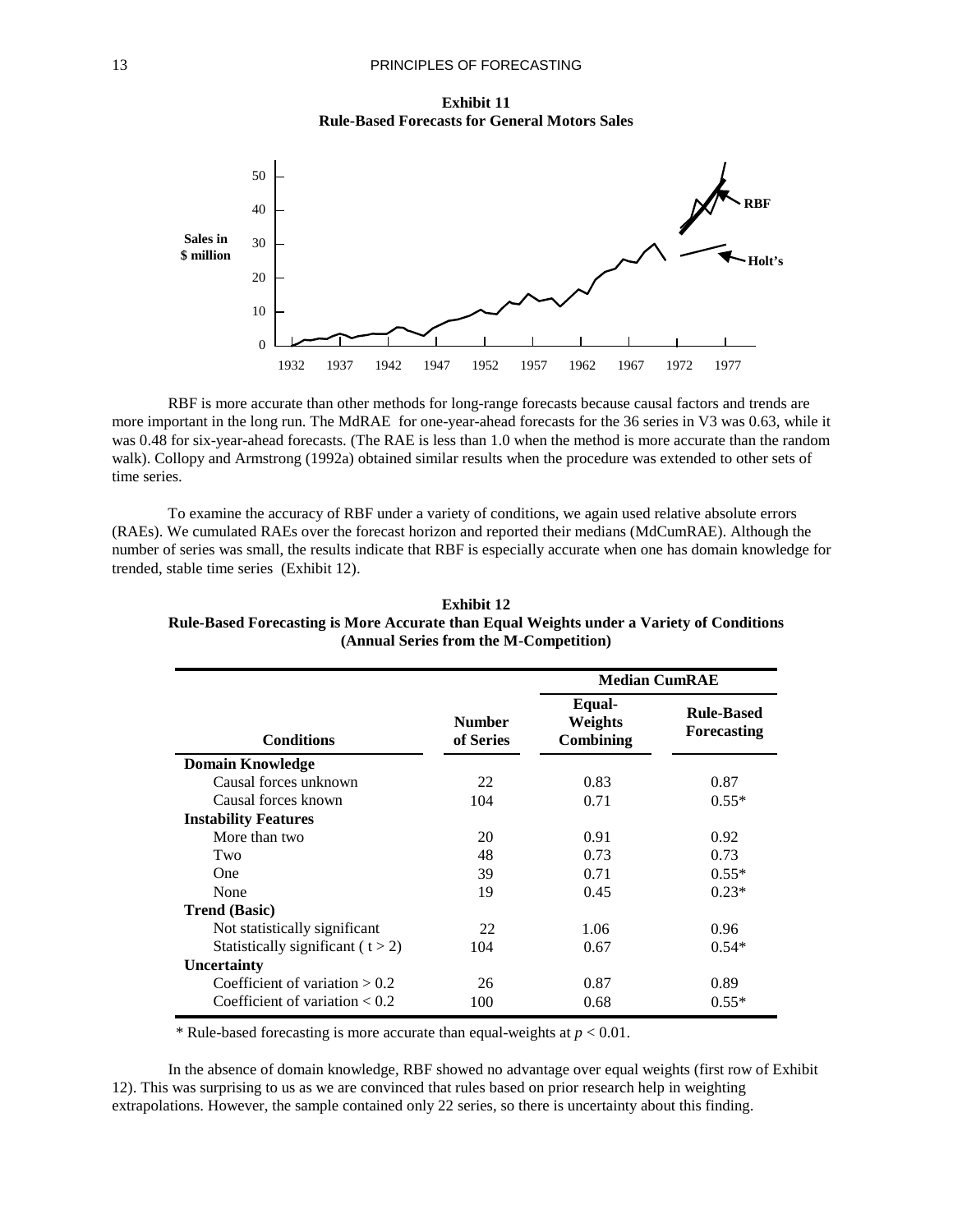**Exhibit 11**
**Rule-Based Forecasts for General Motors Sales**

RBF is more accurate than other methods for long-range forecasts because causal factors and trends are more important in the long run. The MdRAE for one-year-ahead forecasts for the 36 series in V3 was 0.63, while it was 0.48 for six-year-ahead forecasts. (The RAE is less than 1.0 when the method is more accurate than the random walk). Collopy and Armstrong (1992a) obtained similar results when the procedure was extended to other sets of time series.

To examine the accuracy of RBF under a variety of conditions, we again used relative absolute errors (RAEs). We cumulated RAEs over the forecast horizon and reported their medians (MdCumRAE). Although the number of series was small, the results indicate that RBF is especially accurate when one has domain knowledge for trended, stable time series (Exhibit 12).

**Exhibit 12**
**Rule-Based Forecasting is More Accurate than Equal Weights under a Variety of Conditions (Annual Series from the M-Competition)**

| | | Median CumRAE | |
|---|---|---|---|
| **Conditions** | **Number of Series** | **Equal-Weights Combining** | **Rule-Based Forecasting** |
| **Domain Knowledge** | | | |
| Causal forces unknown | 22 | 0.83 | 0.87 |
| Causal forces known | 104 | 0.71 | 0.55* |
| **Instability Features** | | | |
| More than two | 20 | 0.91 | 0.92 |
| Two | 48 | 0.73 | 0.73 |
| One | 39 | 0.71 | 0.55* |
| None | 19 | 0.45 | 0.23* |
| **Trend (Basic)** | | | |
| Not statistically significant | 22 | 1.06 | 0.96 |
| Statistically significant ( $t > 2$) | 104 | 0.67 | 0.54* |
| **Uncertainty** | | | |
| Coefficient of variation > 0.2 | 26 | 0.87 | 0.89 |
| Coefficient of variation < 0.2 | 100 | 0.68 | 0.55* |

\* Rule-based forecasting is more accurate than equal-weights at $p < 0.01$.

In the absence of domain knowledge, RBF showed no advantage over equal weights (first row of Exhibit 12). This was surprising to us as we are convinced that rules based on prior research help in weighting extrapolations. However, the sample contained only 22 series, so there is uncertainty about this finding.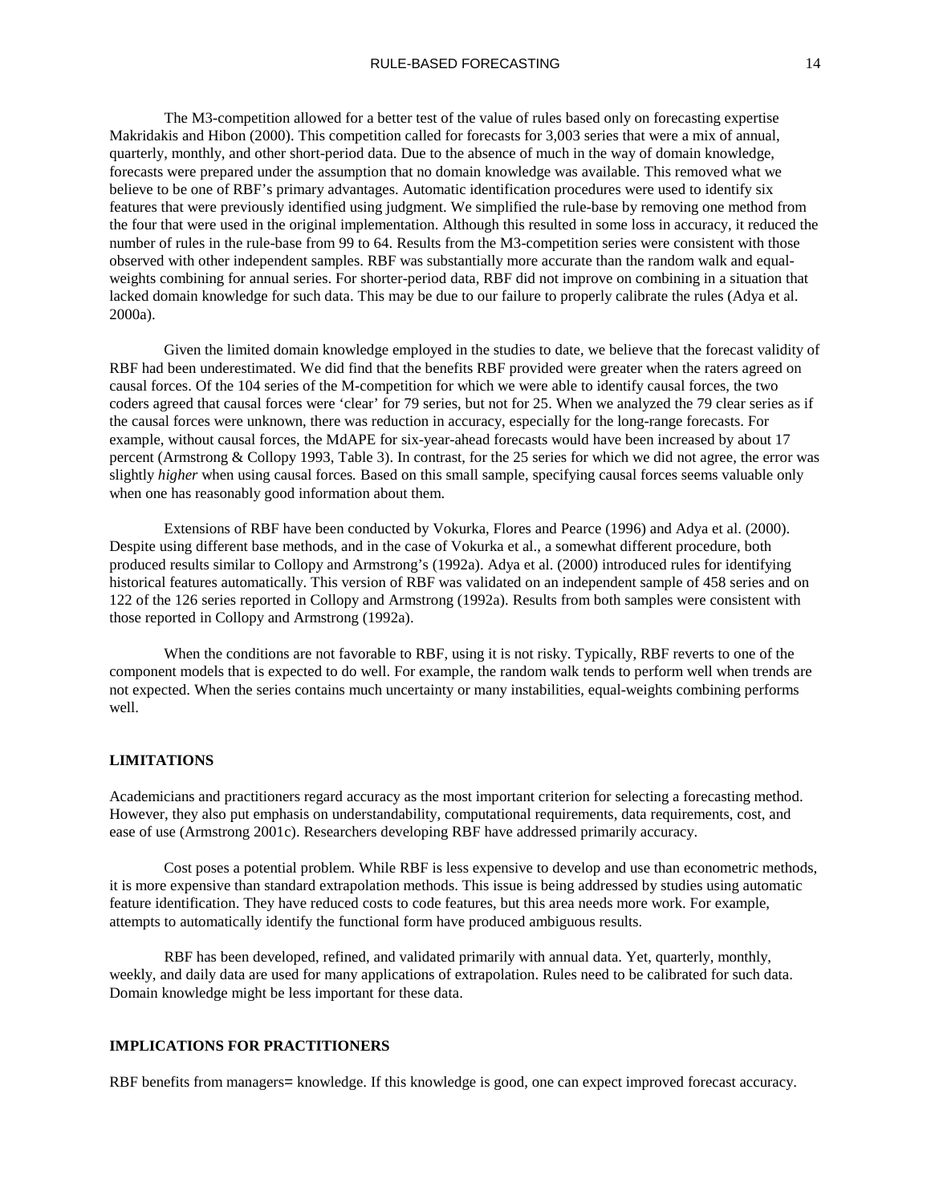The M3-competition allowed for a better test of the value of rules based only on forecasting expertise Makridakis and Hibon (2000). This competition called for forecasts for 3,003 series that were a mix of annual, quarterly, monthly, and other short-period data. Due to the absence of much in the way of domain knowledge, forecasts were prepared under the assumption that no domain knowledge was available. This removed what we believe to be one of RBF's primary advantages. Automatic identification procedures were used to identify six features that were previously identified using judgment. We simplified the rule-base by removing one method from the four that were used in the original implementation. Although this resulted in some loss in accuracy, it reduced the number of rules in the rule-base from 99 to 64. Results from the M3-competition series were consistent with those observed with other independent samples. RBF was substantially more accurate than the random walk and equal-weights combining for annual series. For shorter-period data, RBF did not improve on combining in a situation that lacked domain knowledge for such data. This may be due to our failure to properly calibrate the rules (Adya et al. 2000a).

Given the limited domain knowledge employed in the studies to date, we believe that the forecast validity of RBF had been underestimated. We did find that the benefits RBF provided were greater when the raters agreed on causal forces. Of the 104 series of the M-competition for which we were able to identify causal forces, the two coders agreed that causal forces were 'clear' for 79 series, but not for 25. When we analyzed the 79 clear series as if the causal forces were unknown, there was reduction in accuracy, especially for the long-range forecasts. For example, without causal forces, the MdAPE for six-year-ahead forecasts would have been increased by about 17 percent (Armstrong & Collopy 1993, Table 3). In contrast, for the 25 series for which we did not agree, the error was slightly *higher* when using causal forces. Based on this small sample, specifying causal forces seems valuable only when one has reasonably good information about them.

Extensions of RBF have been conducted by Vokurka, Flores and Pearce (1996) and Adya et al. (2000). Despite using different base methods, and in the case of Vokurka et al., a somewhat different procedure, both produced results similar to Collopy and Armstrong's (1992a). Adya et al. (2000) introduced rules for identifying historical features automatically. This version of RBF was validated on an independent sample of 458 series and on 122 of the 126 series reported in Collopy and Armstrong (1992a). Results from both samples were consistent with those reported in Collopy and Armstrong (1992a).

When the conditions are not favorable to RBF, using it is not risky. Typically, RBF reverts to one of the component models that is expected to do well. For example, the random walk tends to perform well when trends are not expected. When the series contains much uncertainty or many instabilities, equal-weights combining performs well.

## LIMITATIONS

Academicians and practitioners regard accuracy as the most important criterion for selecting a forecasting method. However, they also put emphasis on understandability, computational requirements, data requirements, cost, and ease of use (Armstrong 2001c). Researchers developing RBF have addressed primarily accuracy.

Cost poses a potential problem. While RBF is less expensive to develop and use than econometric methods, it is more expensive than standard extrapolation methods. This issue is being addressed by studies using automatic feature identification. They have reduced costs to code features, but this area needs more work. For example, attempts to automatically identify the functional form have produced ambiguous results.

RBF has been developed, refined, and validated primarily with annual data. Yet, quarterly, monthly, weekly, and daily data are used for many applications of extrapolation. Rules need to be calibrated for such data. Domain knowledge might be less important for these data.

## IMPLICATIONS FOR PRACTITIONERS

RBF benefits from managers= knowledge. If this knowledge is good, one can expect improved forecast accuracy.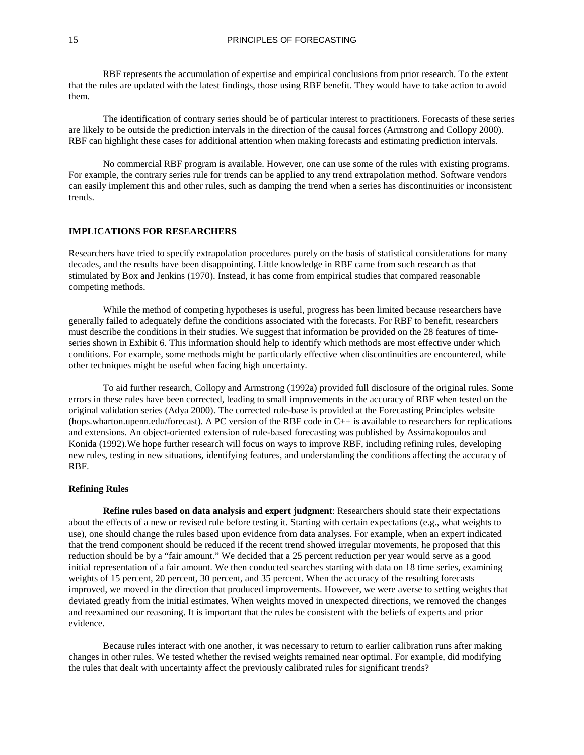RBF represents the accumulation of expertise and empirical conclusions from prior research. To the extent that the rules are updated with the latest findings, those using RBF benefit. They would have to take action to avoid them.

The identification of contrary series should be of particular interest to practitioners. Forecasts of these series are likely to be outside the prediction intervals in the direction of the causal forces (Armstrong and Collopy 2000). RBF can highlight these cases for additional attention when making forecasts and estimating prediction intervals.

No commercial RBF program is available. However, one can use some of the rules with existing programs. For example, the contrary series rule for trends can be applied to any trend extrapolation method. Software vendors can easily implement this and other rules, such as damping the trend when a series has discontinuities or inconsistent trends.

## IMPLICATIONS FOR RESEARCHERS

Researchers have tried to specify extrapolation procedures purely on the basis of statistical considerations for many decades, and the results have been disappointing. Little knowledge in RBF came from such research as that stimulated by Box and Jenkins (1970). Instead, it has come from empirical studies that compared reasonable competing methods.

While the method of competing hypotheses is useful, progress has been limited because researchers have generally failed to adequately define the conditions associated with the forecasts. For RBF to benefit, researchers must describe the conditions in their studies. We suggest that information be provided on the 28 features of time-series shown in Exhibit 6. This information should help to identify which methods are most effective under which conditions. For example, some methods might be particularly effective when discontinuities are encountered, while other techniques might be useful when facing high uncertainty.

To aid further research, Collopy and Armstrong (1992a) provided full disclosure of the original rules. Some errors in these rules have been corrected, leading to small improvements in the accuracy of RBF when tested on the original validation series (Adya 2000). The corrected rule-base is provided at the Forecasting Principles website (hops.wharton.upenn.edu/forecast). A PC version of the RBF code in C++ is available to researchers for replications and extensions. An object-oriented extension of rule-based forecasting was published by Assimakopoulos and Konida (1992).We hope further research will focus on ways to improve RBF, including refining rules, developing new rules, testing in new situations, identifying features, and understanding the conditions affecting the accuracy of RBF.

### Refining Rules

**Refine rules based on data analysis and expert judgment**: Researchers should state their expectations about the effects of a new or revised rule before testing it. Starting with certain expectations (e.g., what weights to use), one should change the rules based upon evidence from data analyses. For example, when an expert indicated that the trend component should be reduced if the recent trend showed irregular movements, he proposed that this reduction should be by a "fair amount." We decided that a 25 percent reduction per year would serve as a good initial representation of a fair amount. We then conducted searches starting with data on 18 time series, examining weights of 15 percent, 20 percent, 30 percent, and 35 percent. When the accuracy of the resulting forecasts improved, we moved in the direction that produced improvements. However, we were averse to setting weights that deviated greatly from the initial estimates. When weights moved in unexpected directions, we removed the changes and reexamined our reasoning. It is important that the rules be consistent with the beliefs of experts and prior evidence.

Because rules interact with one another, it was necessary to return to earlier calibration runs after making changes in other rules. We tested whether the revised weights remained near optimal. For example, did modifying the rules that dealt with uncertainty affect the previously calibrated rules for significant trends?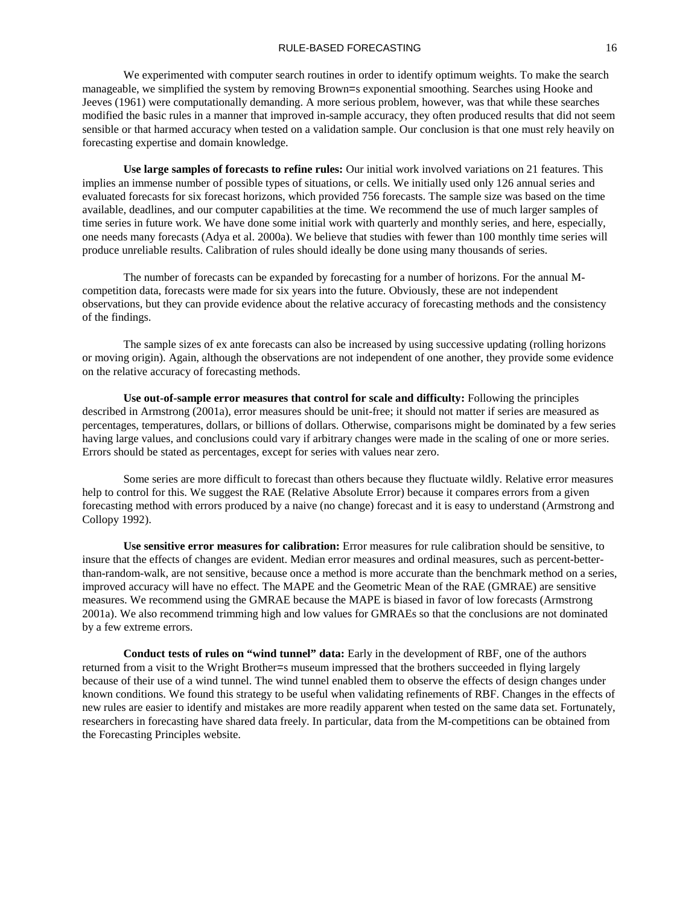We experimented with computer search routines in order to identify optimum weights. To make the search manageable, we simplified the system by removing Brown=s exponential smoothing. Searches using Hooke and Jeeves (1961) were computationally demanding. A more serious problem, however, was that while these searches modified the basic rules in a manner that improved in-sample accuracy, they often produced results that did not seem sensible or that harmed accuracy when tested on a validation sample. Our conclusion is that one must rely heavily on forecasting expertise and domain knowledge.

**Use large samples of forecasts to refine rules:** Our initial work involved variations on 21 features. This implies an immense number of possible types of situations, or cells. We initially used only 126 annual series and evaluated forecasts for six forecast horizons, which provided 756 forecasts. The sample size was based on the time available, deadlines, and our computer capabilities at the time. We recommend the use of much larger samples of time series in future work. We have done some initial work with quarterly and monthly series, and here, especially, one needs many forecasts (Adya et al. 2000a). We believe that studies with fewer than 100 monthly time series will produce unreliable results. Calibration of rules should ideally be done using many thousands of series.

The number of forecasts can be expanded by forecasting for a number of horizons. For the annual M-competition data, forecasts were made for six years into the future. Obviously, these are not independent observations, but they can provide evidence about the relative accuracy of forecasting methods and the consistency of the findings.

The sample sizes of ex ante forecasts can also be increased by using successive updating (rolling horizons or moving origin). Again, although the observations are not independent of one another, they provide some evidence on the relative accuracy of forecasting methods.

**Use out-of-sample error measures that control for scale and difficulty:** Following the principles described in Armstrong (2001a), error measures should be unit-free; it should not matter if series are measured as percentages, temperatures, dollars, or billions of dollars. Otherwise, comparisons might be dominated by a few series having large values, and conclusions could vary if arbitrary changes were made in the scaling of one or more series. Errors should be stated as percentages, except for series with values near zero.

Some series are more difficult to forecast than others because they fluctuate wildly. Relative error measures help to control for this. We suggest the RAE (Relative Absolute Error) because it compares errors from a given forecasting method with errors produced by a naive (no change) forecast and it is easy to understand (Armstrong and Collopy 1992).

**Use sensitive error measures for calibration:** Error measures for rule calibration should be sensitive, to insure that the effects of changes are evident. Median error measures and ordinal measures, such as percent-better-than-random-walk, are not sensitive, because once a method is more accurate than the benchmark method on a series, improved accuracy will have no effect. The MAPE and the Geometric Mean of the RAE (GMRAE) are sensitive measures. We recommend using the GMRAE because the MAPE is biased in favor of low forecasts (Armstrong 2001a). We also recommend trimming high and low values for GMRAEs so that the conclusions are not dominated by a few extreme errors.

**Conduct tests of rules on "wind tunnel" data:** Early in the development of RBF, one of the authors returned from a visit to the Wright Brother=s museum impressed that the brothers succeeded in flying largely because of their use of a wind tunnel. The wind tunnel enabled them to observe the effects of design changes under known conditions. We found this strategy to be useful when validating refinements of RBF. Changes in the effects of new rules are easier to identify and mistakes are more readily apparent when tested on the same data set. Fortunately, researchers in forecasting have shared data freely. In particular, data from the M-competitions can be obtained from the Forecasting Principles website.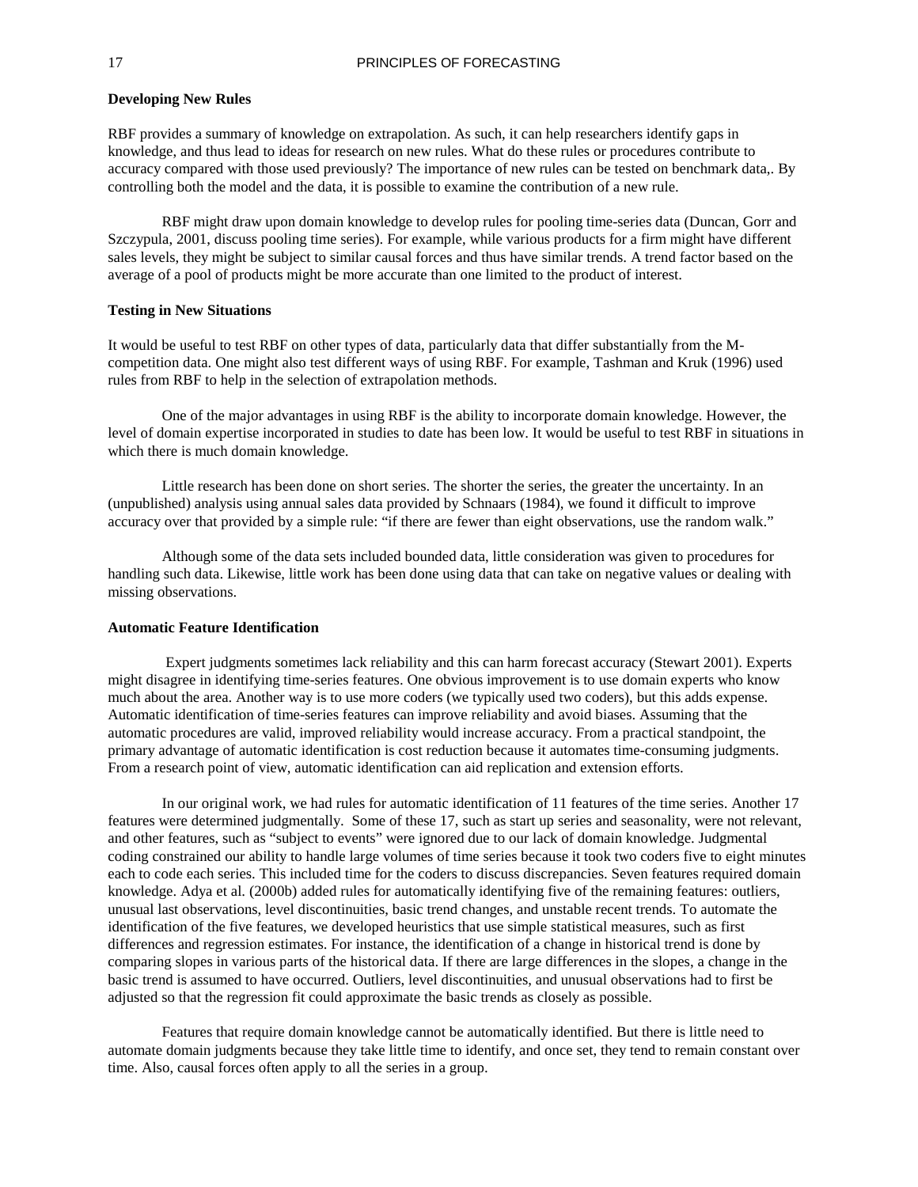**Developing New Rules**

RBF provides a summary of knowledge on extrapolation. As such, it can help researchers identify gaps in knowledge, and thus lead to ideas for research on new rules. What do these rules or procedures contribute to accuracy compared with those used previously? The importance of new rules can be tested on benchmark data,. By controlling both the model and the data, it is possible to examine the contribution of a new rule.

RBF might draw upon domain knowledge to develop rules for pooling time-series data (Duncan, Gorr and Szczypula, 2001, discuss pooling time series). For example, while various products for a firm might have different sales levels, they might be subject to similar causal forces and thus have similar trends. A trend factor based on the average of a pool of products might be more accurate than one limited to the product of interest.

**Testing in New Situations**

It would be useful to test RBF on other types of data, particularly data that differ substantially from the M-competition data. One might also test different ways of using RBF. For example, Tashman and Kruk (1996) used rules from RBF to help in the selection of extrapolation methods.

One of the major advantages in using RBF is the ability to incorporate domain knowledge. However, the level of domain expertise incorporated in studies to date has been low. It would be useful to test RBF in situations in which there is much domain knowledge.

Little research has been done on short series. The shorter the series, the greater the uncertainty. In an (unpublished) analysis using annual sales data provided by Schnaars (1984), we found it difficult to improve accuracy over that provided by a simple rule: "if there are fewer than eight observations, use the random walk."

Although some of the data sets included bounded data, little consideration was given to procedures for handling such data. Likewise, little work has been done using data that can take on negative values or dealing with missing observations.

**Automatic Feature Identification**

Expert judgments sometimes lack reliability and this can harm forecast accuracy (Stewart 2001). Experts might disagree in identifying time-series features. One obvious improvement is to use domain experts who know much about the area. Another way is to use more coders (we typically used two coders), but this adds expense. Automatic identification of time-series features can improve reliability and avoid biases. Assuming that the automatic procedures are valid, improved reliability would increase accuracy. From a practical standpoint, the primary advantage of automatic identification is cost reduction because it automates time-consuming judgments. From a research point of view, automatic identification can aid replication and extension efforts.

In our original work, we had rules for automatic identification of 11 features of the time series. Another 17 features were determined judgmentally. Some of these 17, such as start up series and seasonality, were not relevant, and other features, such as "subject to events" were ignored due to our lack of domain knowledge. Judgmental coding constrained our ability to handle large volumes of time series because it took two coders five to eight minutes each to code each series. This included time for the coders to discuss discrepancies. Seven features required domain knowledge. Adya et al. (2000b) added rules for automatically identifying five of the remaining features: outliers, unusual last observations, level discontinuities, basic trend changes, and unstable recent trends. To automate the identification of the five features, we developed heuristics that use simple statistical measures, such as first differences and regression estimates. For instance, the identification of a change in historical trend is done by comparing slopes in various parts of the historical data. If there are large differences in the slopes, a change in the basic trend is assumed to have occurred. Outliers, level discontinuities, and unusual observations had to first be adjusted so that the regression fit could approximate the basic trends as closely as possible.

Features that require domain knowledge cannot be automatically identified. But there is little need to automate domain judgments because they take little time to identify, and once set, they tend to remain constant over time. Also, causal forces often apply to all the series in a group.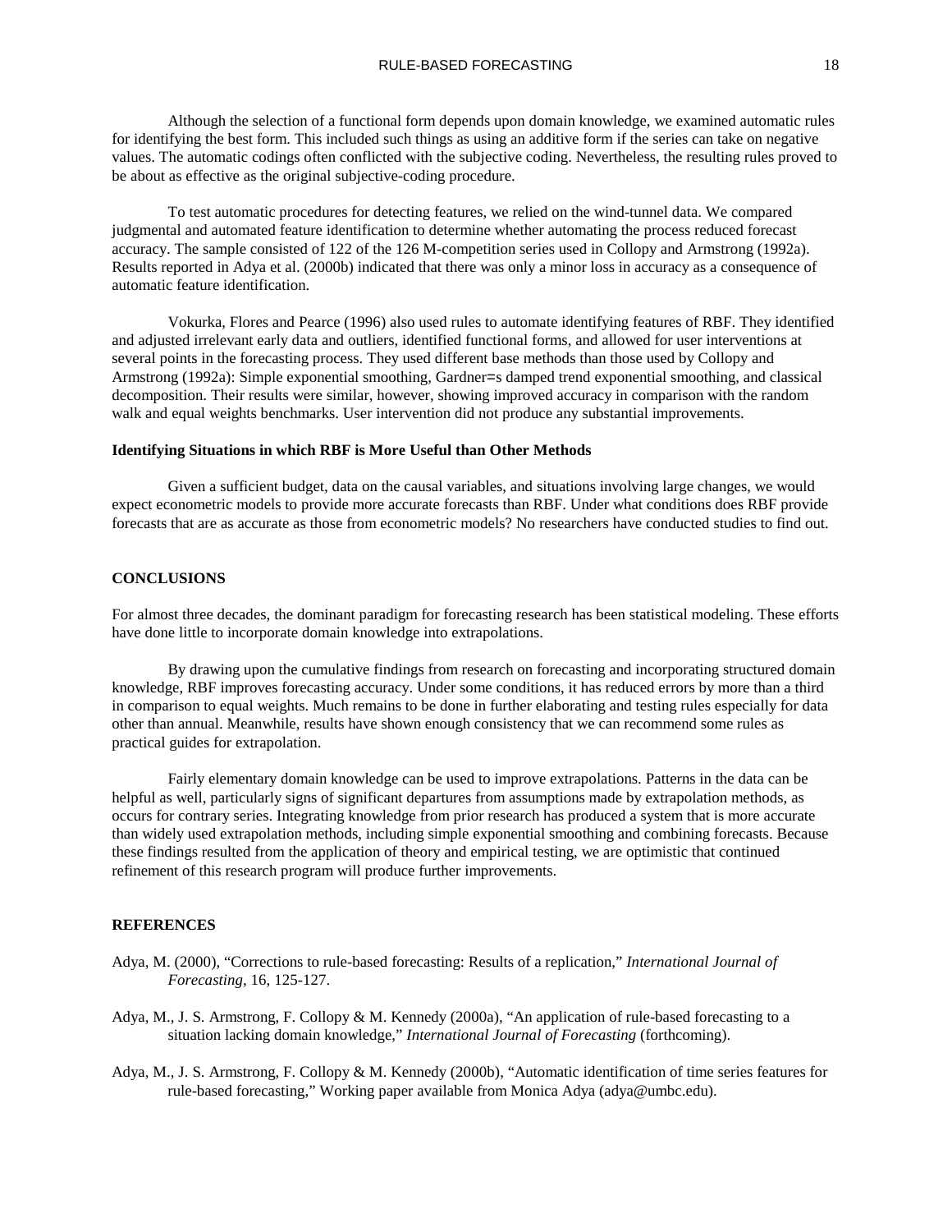Although the selection of a functional form depends upon domain knowledge, we examined automatic rules for identifying the best form. This included such things as using an additive form if the series can take on negative values. The automatic codings often conflicted with the subjective coding. Nevertheless, the resulting rules proved to be about as effective as the original subjective-coding procedure.

To test automatic procedures for detecting features, we relied on the wind-tunnel data. We compared judgmental and automated feature identification to determine whether automating the process reduced forecast accuracy. The sample consisted of 122 of the 126 M-competition series used in Collopy and Armstrong (1992a). Results reported in Adya et al. (2000b) indicated that there was only a minor loss in accuracy as a consequence of automatic feature identification.

Vokurka, Flores and Pearce (1996) also used rules to automate identifying features of RBF. They identified and adjusted irrelevant early data and outliers, identified functional forms, and allowed for user interventions at several points in the forecasting process. They used different base methods than those used by Collopy and Armstrong (1992a): Simple exponential smoothing, Gardner=s damped trend exponential smoothing, and classical decomposition. Their results were similar, however, showing improved accuracy in comparison with the random walk and equal weights benchmarks. User intervention did not produce any substantial improvements.

**Identifying Situations in which RBF is More Useful than Other Methods**

Given a sufficient budget, data on the causal variables, and situations involving large changes, we would expect econometric models to provide more accurate forecasts than RBF. Under what conditions does RBF provide forecasts that are as accurate as those from econometric models? No researchers have conducted studies to find out.

## CONCLUSIONS

For almost three decades, the dominant paradigm for forecasting research has been statistical modeling. These efforts have done little to incorporate domain knowledge into extrapolations.

By drawing upon the cumulative findings from research on forecasting and incorporating structured domain knowledge, RBF improves forecasting accuracy. Under some conditions, it has reduced errors by more than a third in comparison to equal weights. Much remains to be done in further elaborating and testing rules especially for data other than annual. Meanwhile, results have shown enough consistency that we can recommend some rules as practical guides for extrapolation.

Fairly elementary domain knowledge can be used to improve extrapolations. Patterns in the data can be helpful as well, particularly signs of significant departures from assumptions made by extrapolation methods, as occurs for contrary series. Integrating knowledge from prior research has produced a system that is more accurate than widely used extrapolation methods, including simple exponential smoothing and combining forecasts. Because these findings resulted from the application of theory and empirical testing, we are optimistic that continued refinement of this research program will produce further improvements.

## REFERENCES

Adya, M. (2000), "Corrections to rule-based forecasting: Results of a replication," *International Journal of Forecasting*, 16, 125-127.

Adya, M., J. S. Armstrong, F. Collopy & M. Kennedy (2000a), "An application of rule-based forecasting to a situation lacking domain knowledge," *International Journal of Forecasting* (forthcoming).

Adya, M., J. S. Armstrong, F. Collopy & M. Kennedy (2000b), "Automatic identification of time series features for rule-based forecasting," Working paper available from Monica Adya (adya@umbc.edu).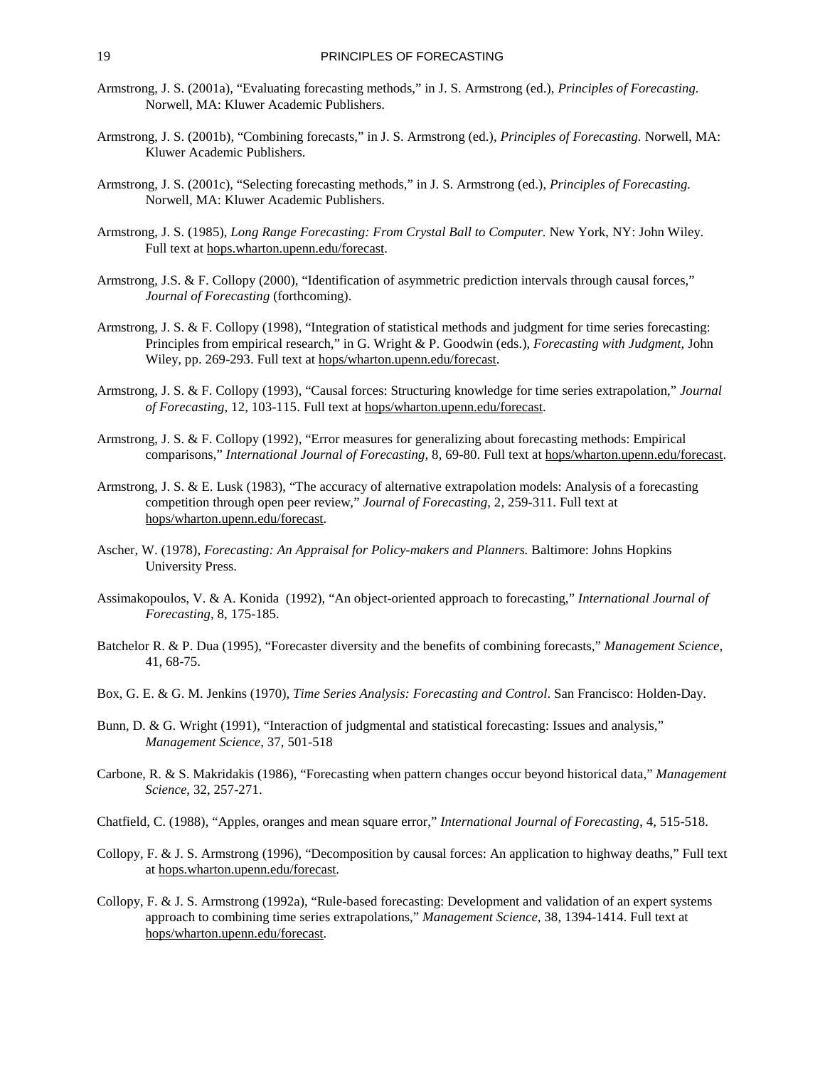Armstrong, J. S. (2001a), "Evaluating forecasting methods," in J. S. Armstrong (ed.), *Principles of Forecasting.* Norwell, MA: Kluwer Academic Publishers.

Armstrong, J. S. (2001b), "Combining forecasts," in J. S. Armstrong (ed.), *Principles of Forecasting.* Norwell, MA: Kluwer Academic Publishers.

Armstrong, J. S. (2001c), "Selecting forecasting methods," in J. S. Armstrong (ed.), *Principles of Forecasting.* Norwell, MA: Kluwer Academic Publishers.

Armstrong, J. S. (1985), *Long Range Forecasting: From Crystal Ball to Computer.* New York, NY: John Wiley. Full text at hops.wharton.upenn.edu/forecast.

Armstrong, J.S. & F. Collopy (2000), "Identification of asymmetric prediction intervals through causal forces," *Journal of Forecasting* (forthcoming).

Armstrong, J. S. & F. Collopy (1998), "Integration of statistical methods and judgment for time series forecasting: Principles from empirical research," in G. Wright & P. Goodwin (eds.), *Forecasting with Judgment*, John Wiley, pp. 269-293. Full text at hops/wharton.upenn.edu/forecast.

Armstrong, J. S. & F. Collopy (1993), "Causal forces: Structuring knowledge for time series extrapolation," *Journal of Forecasting*, 12, 103-115. Full text at hops/wharton.upenn.edu/forecast.

Armstrong, J. S. & F. Collopy (1992), "Error measures for generalizing about forecasting methods: Empirical comparisons," *International Journal of Forecasting*, 8, 69-80. Full text at hops/wharton.upenn.edu/forecast.

Armstrong, J. S. & E. Lusk (1983), "The accuracy of alternative extrapolation models: Analysis of a forecasting competition through open peer review," *Journal of Forecasting*, 2, 259-311. Full text at hops/wharton.upenn.edu/forecast.

Ascher, W. (1978), *Forecasting: An Appraisal for Policy-makers and Planners.* Baltimore: Johns Hopkins University Press.

Assimakopoulos, V. & A. Konida (1992), "An object-oriented approach to forecasting," *International Journal of Forecasting,* 8, 175-185.

Batchelor R. & P. Dua (1995), "Forecaster diversity and the benefits of combining forecasts," *Management Science*, 41, 68-75.

Box, G. E. & G. M. Jenkins (1970), *Time Series Analysis: Forecasting and Control*. San Francisco: Holden-Day.

Bunn, D. & G. Wright (1991), "Interaction of judgmental and statistical forecasting: Issues and analysis," *Management Science*, 37, 501-518

Carbone, R. & S. Makridakis (1986), "Forecasting when pattern changes occur beyond historical data," *Management Science*, 32, 257-271.

Chatfield, C. (1988), "Apples, oranges and mean square error," *International Journal of Forecasting*, 4, 515-518.

Collopy, F. & J. S. Armstrong (1996), "Decomposition by causal forces: An application to highway deaths," Full text at hops.wharton.upenn.edu/forecast.

Collopy, F. & J. S. Armstrong (1992a), "Rule-based forecasting: Development and validation of an expert systems approach to combining time series extrapolations," *Management Science,* 38, 1394-1414. Full text at hops/wharton.upenn.edu/forecast.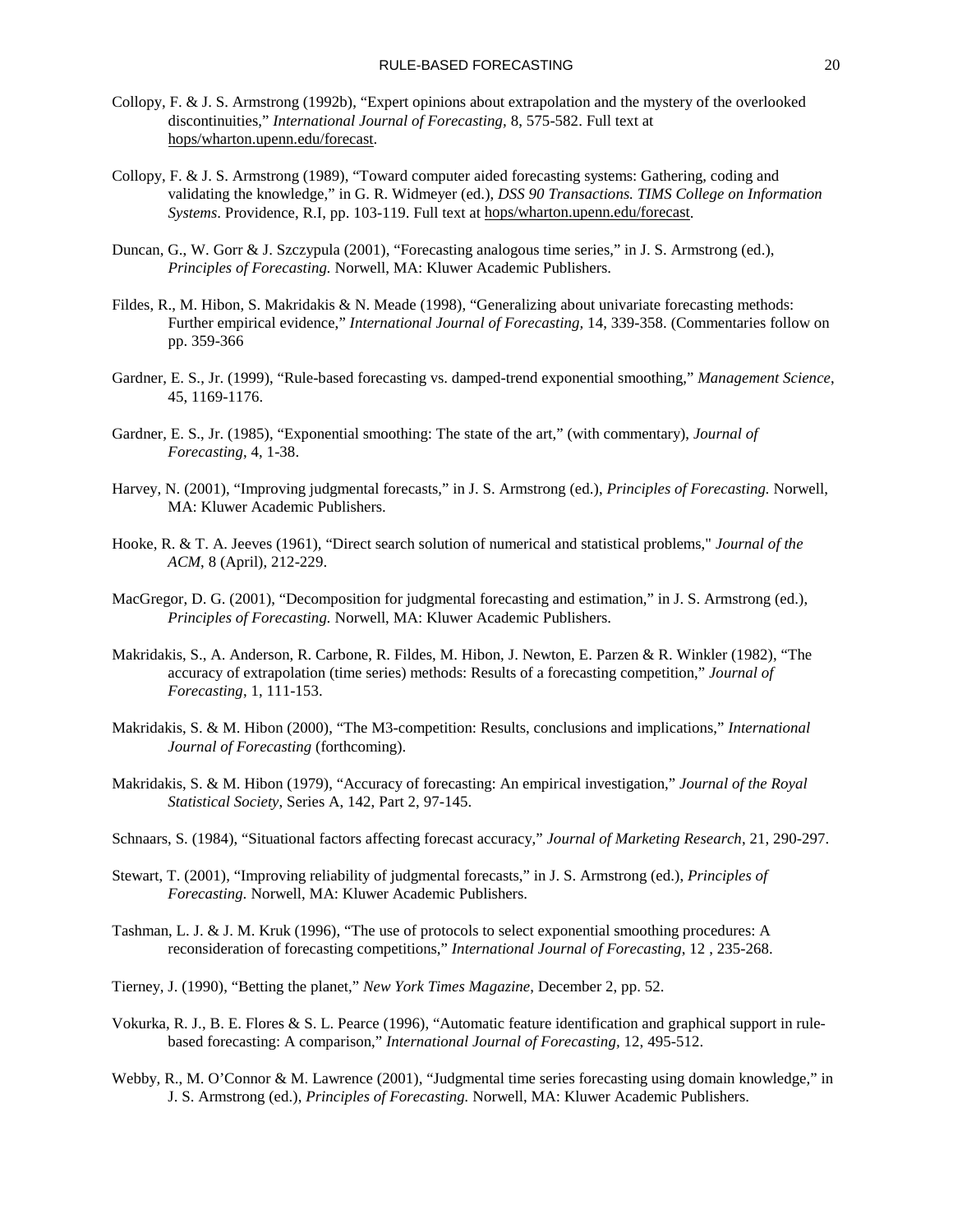Collopy, F. & J. S. Armstrong (1992b), "Expert opinions about extrapolation and the mystery of the overlooked discontinuities," *International Journal of Forecasting*, 8, 575-582. Full text at hops/wharton.upenn.edu/forecast.

Collopy, F. & J. S. Armstrong (1989), "Toward computer aided forecasting systems: Gathering, coding and validating the knowledge," in G. R. Widmeyer (ed.), *DSS 90 Transactions. TIMS College on Information Systems*. Providence, R.I, pp. 103-119. Full text at hops/wharton.upenn.edu/forecast.

Duncan, G., W. Gorr & J. Szczypula (2001), "Forecasting analogous time series," in J. S. Armstrong (ed.), *Principles of Forecasting.* Norwell, MA: Kluwer Academic Publishers.

Fildes, R., M. Hibon, S. Makridakis & N. Meade (1998), "Generalizing about univariate forecasting methods: Further empirical evidence," *International Journal of Forecasting,* 14, 339-358. (Commentaries follow on pp. 359-366

Gardner, E. S., Jr. (1999), "Rule-based forecasting vs. damped-trend exponential smoothing," *Management Science*, 45, 1169-1176.

Gardner, E. S., Jr. (1985), "Exponential smoothing: The state of the art," (with commentary), *Journal of Forecasting*, 4, 1-38.

Harvey, N. (2001), "Improving judgmental forecasts," in J. S. Armstrong (ed.), *Principles of Forecasting.* Norwell, MA: Kluwer Academic Publishers.

Hooke, R. & T. A. Jeeves (1961), "Direct search solution of numerical and statistical problems," *Journal of the ACM*, 8 (April), 212-229.

MacGregor, D. G. (2001), "Decomposition for judgmental forecasting and estimation," in J. S. Armstrong (ed.), *Principles of Forecasting.* Norwell, MA: Kluwer Academic Publishers.

Makridakis, S., A. Anderson, R. Carbone, R. Fildes, M. Hibon, J. Newton, E. Parzen & R. Winkler (1982), "The accuracy of extrapolation (time series) methods: Results of a forecasting competition," *Journal of Forecasting*, 1, 111-153.

Makridakis, S. & M. Hibon (2000), "The M3-competition: Results, conclusions and implications," *International Journal of Forecasting* (forthcoming).

Makridakis, S. & M. Hibon (1979), "Accuracy of forecasting: An empirical investigation," *Journal of the Royal Statistical Society*, Series A, 142, Part 2, 97-145.

Schnaars, S. (1984), "Situational factors affecting forecast accuracy," *Journal of Marketing Research*, 21, 290-297.

Stewart, T. (2001), "Improving reliability of judgmental forecasts," in J. S. Armstrong (ed.), *Principles of Forecasting.* Norwell, MA: Kluwer Academic Publishers.

Tashman, L. J. & J. M. Kruk (1996), "The use of protocols to select exponential smoothing procedures: A reconsideration of forecasting competitions," *International Journal of Forecasting*, 12 , 235-268.

Tierney, J. (1990), "Betting the planet," *New York Times Magazine*, December 2, pp. 52.

Vokurka, R. J., B. E. Flores & S. L. Pearce (1996), "Automatic feature identification and graphical support in rule-based forecasting: A comparison," *International Journal of Forecasting,* 12, 495-512.

Webby, R., M. O'Connor & M. Lawrence (2001), "Judgmental time series forecasting using domain knowledge," in J. S. Armstrong (ed.), *Principles of Forecasting.* Norwell, MA: Kluwer Academic Publishers.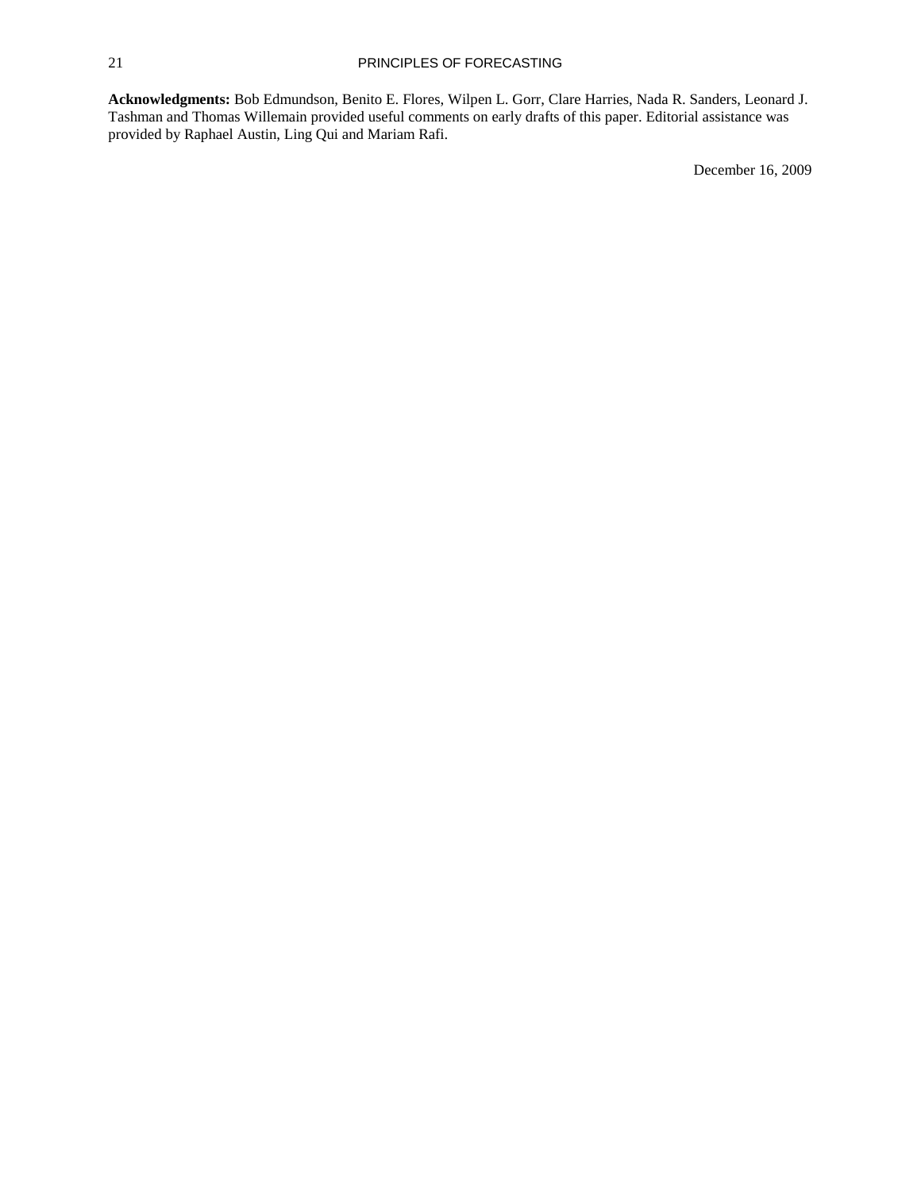**Acknowledgments:** Bob Edmundson, Benito E. Flores, Wilpen L. Gorr, Clare Harries, Nada R. Sanders, Leonard J. Tashman and Thomas Willemain provided useful comments on early drafts of this paper. Editorial assistance was provided by Raphael Austin, Ling Qui and Mariam Rafi.

December 16, 2009